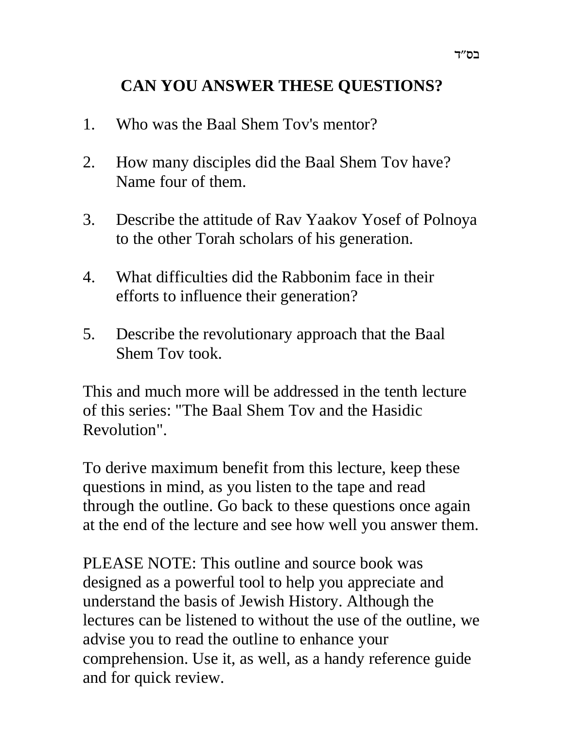בס"ד

# CAN YOU ANSWER THESE QUESTIONS?

1. Who was the Baal Shem Tov's mentor?

2. How many disciples did the Baal Shem Tov have? Name four of them.

3. Describe the attitude of Rav Yaakov Yosef of Polnoya to the other Torah scholars of his generation.

4. What difficulties did the Rabbonim face in their efforts to influence their generation?

5. Describe the revolutionary approach that the Baal Shem Tov took.

This and much more will be addressed in the tenth lecture of this series: "The Baal Shem Tov and the Hasidic Revolution".

To derive maximum benefit from this lecture, keep these questions in mind, as you listen to the tape and read through the outline. Go back to these questions once again at the end of the lecture and see how well you answer them.

PLEASE NOTE: This outline and source book was designed as a powerful tool to help you appreciate and understand the basis of Jewish History. Although the lectures can be listened to without the use of the outline, we advise you to read the outline to enhance your comprehension. Use it, as well, as a handy reference guide and for quick review.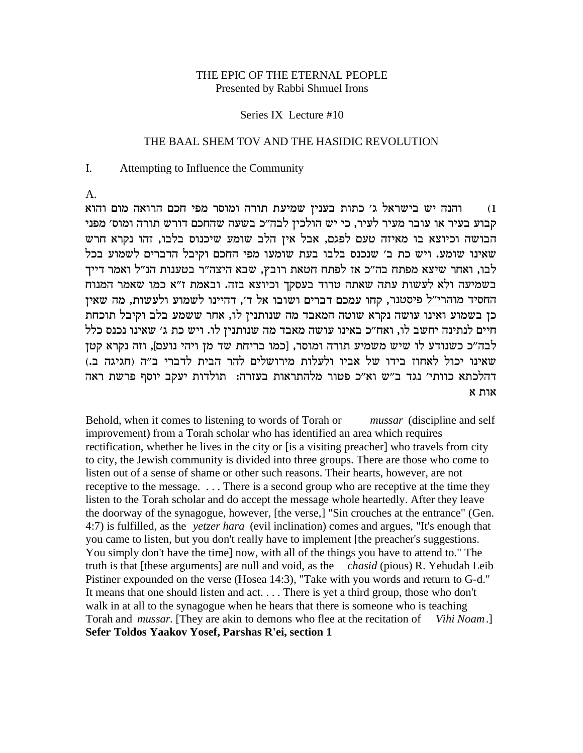THE EPIC OF THE ETERNAL PEOPLE
Presented by Rabbi Shmuel Irons

Series IX Lecture #10

THE BAAL SHEM TOV AND THE HASIDIC REVOLUTION

I. Attempting to Influence the Community

A.

1) והנה יש בישראל ג' כתות בענין שמיעת תורה ומוסר מפי חכם הרואה מום והוא קבוע בעיר או עובר מעיר לעיר, כי יש הולכין לבה"כ בשעה שהחכם דורש תורה ומוס' מפני הבושה וכיוצא בו מאיזה טעם לפגם, אבל אין הלב שומע שיכנוס בלבו, זהו נקרא חרש שאינו שומע. ויש כת ב' שנכנס בלבו בעת שומעו מפי החכם וקיבל הדברים לשמוע בכל לבו, ואחר שיצא מפתח בה"כ אז לפתח חטאת רובץ, שבא היצה"ר בטענות הנ"ל ואמר דייך בשמיעה ולא לעשות עתה שאתה טרוד בעסקך וכיוצא בזה. ובאמת ז"א כמו שאמר המנוח החסיד מוהרי"ל פיסטנר, קחו עמכם דברים ושובו אל ד', דהיינו לשמוע ולעשות, מה שאין כן בשמוע ואינו עושה נקרא שוטה המאבד מה שנותנין לו, אחר ששמע בלב וקיבל תוכחת חיים לנתינה יחשב לו, ואח"כ באינו עושה מאבד מה שנותנין לו. ויש כת ג' שאינו נכנס כלל לבה"כ כשנודע לו שיש משמיע תורה ומוסר, [כמו בריחת שד מן ויהי נועם], וזה נקרא קטן שאינו יכול לאחוז בידו של אביו ולעלות מירושלים להר הבית לדברי ב"ה (חגיגה ב.) דהלכתא כוותי' נגד ב"ש וא"כ פטור מלהתראות בעזרה: תולדות יעקב יוסף פרשת ראה אות א

Behold, when it comes to listening to words of Torah or *mussar* (discipline and self improvement) from a Torah scholar who has identified an area which requires rectification, whether he lives in the city or [is a visiting preacher] who travels from city to city, the Jewish community is divided into three groups. There are those who come to listen out of a sense of shame or other such reasons. Their hearts, however, are not receptive to the message. . . . There is a second group who are receptive at the time they listen to the Torah scholar and do accept the message whole heartedly. After they leave the doorway of the synagogue, however, [the verse,] "Sin crouches at the entrance" (Gen. 4:7) is fulfilled, as the *yetzer hara* (evil inclination) comes and argues, "It's enough that you came to listen, but you don't really have to implement [the preacher's suggestions. You simply don't have the time] now, with all of the things you have to attend to." The truth is that [these arguments] are null and void, as the *chasid* (pious) R. Yehudah Leib Pistiner expounded on the verse (Hosea 14:3), "Take with you words and return to G-d." It means that one should listen and act. . . . There is yet a third group, those who don't walk in at all to the synagogue when he hears that there is someone who is teaching Torah and *mussar.* [They are akin to demons who flee at the recitation of *Vihi Noam*.]
**Sefer Toldos Yaakov Yosef, Parshas R'ei, section 1**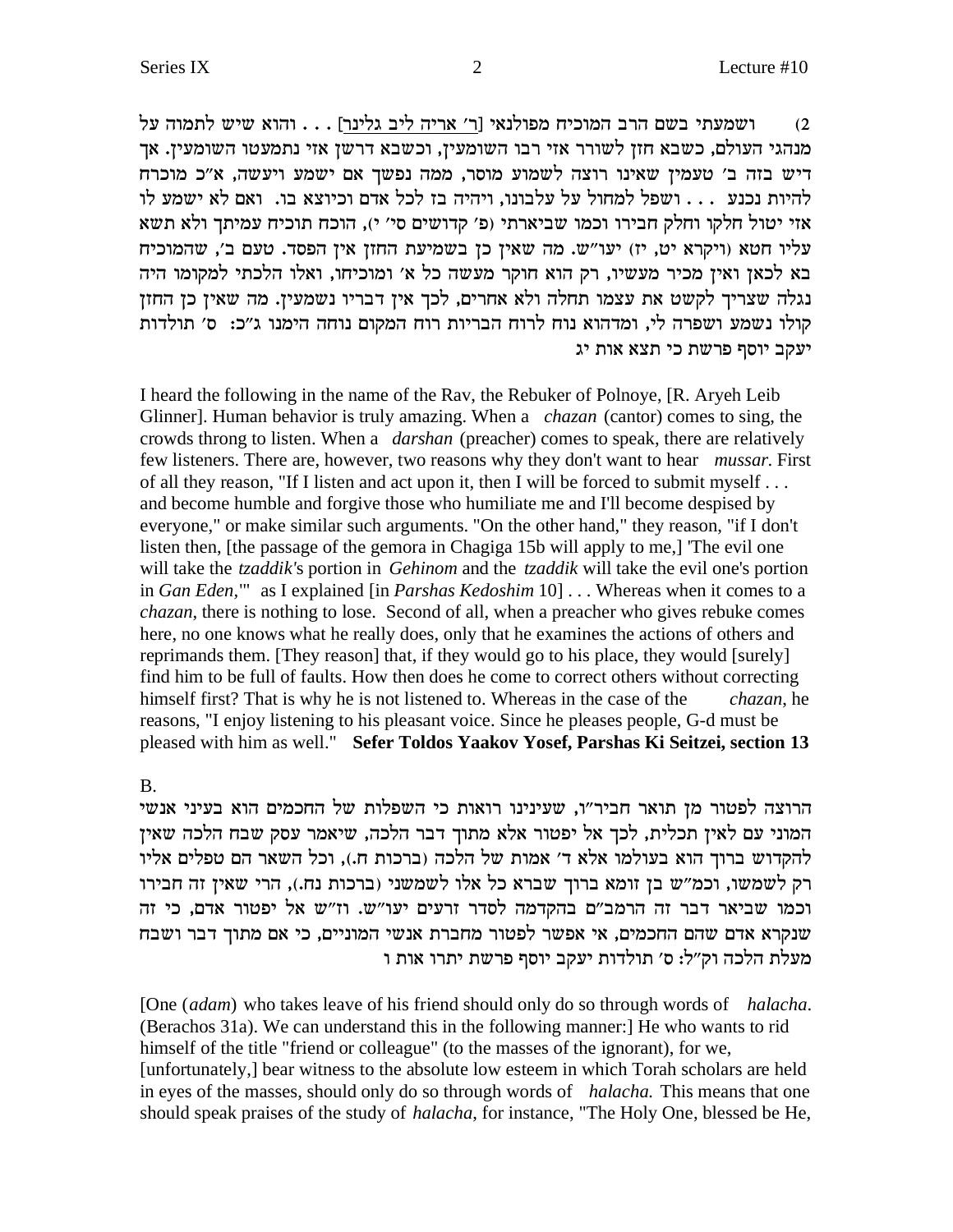2) ושמעתי בשם הרב המוכיח מפולנאי [ר' אריה ליב גלינר] . . . והוא שיש לתמוה על מנהגי העולם, כשבא חזן לשורר אזי רבו השומעין, וכשבא דרשן אזי נתמעטו השומעין. אך דיש בזה ב' טעמין שאינו רוצה לשמוע מוסר, ממה נפשך אם ישמע ויעשה, א"כ מוכרח להיות נכנע . . . ושפל למחול על עלבונו, ויהיה בז לכל אדם וכיוצא בו. ואם לא ישמע לו אזי יטול חלקו וחלק חבירו וכמו שביארתי (פ' קדושים סי' י), הוכח תוכיח עמיתך ולא תשא עליו חטא (ויקרא יט, יז) יעו"ש. מה שאין כן בשמיעת החזן אין הפסד. טעם ב', שהמוכיח בא לכאן ואין מכיר מעשיו, רק הוא חוקר מעשה כל א' ומוכיחו, ואלו הלכתי למקומו היה נגלה שצריך לקשט את עצמו תחלה ולא אחרים, לכך אין דבריו נשמעין. מה שאין כן החזן קולו נשמע ושפרה לי, ומדהוא נוח לרוח הבריות רוח המקום נוחה הימנו ג"כ: ס' תולדות יעקב יוסף פרשת כי תצא אות יג

I heard the following in the name of the Rav, the Rebuker of Polnoye, [R. Aryeh Leib Glinner]. Human behavior is truly amazing. When a *chazan* (cantor) comes to sing, the crowds throng to listen. When a *darshan* (preacher) comes to speak, there are relatively few listeners. There are, however, two reasons why they don't want to hear *mussar*. First of all they reason, "If I listen and act upon it, then I will be forced to submit myself . . . and become humble and forgive those who humiliate me and I'll become despised by everyone," or make similar such arguments. "On the other hand," they reason, "if I don't listen then, [the passage of the gemora in Chagiga 15b will apply to me,] 'The evil one will take the *tzaddik's* portion in *Gehinom* and the *tzaddik* will take the evil one's portion in *Gan Eden*,'" as I explained [in *Parshas Kedoshim* 10] . . . Whereas when it comes to a *chazan*, there is nothing to lose. Second of all, when a preacher who gives rebuke comes here, no one knows what he really does, only that he examines the actions of others and reprimands them. [They reason] that, if they would go to his place, they would [surely] find him to be full of faults. How then does he come to correct others without correcting himself first? That is why he is not listened to. Whereas in the case of the *chazan*, he reasons, "I enjoy listening to his pleasant voice. Since he pleases people, G-d must be pleased with him as well." **Sefer Toldos Yaakov Yosef, Parshas Ki Seitzei, section 13**

B.

הרוצה לפטור מן תואר חביר"ו, שעינינו רואות כי השפלות של החכמים הוא בעיני אנשי המוני עם לאין תכלית, לכך אל יפטור אלא מתוך דבר הלכה, שיאמר עסק שבח הלכה שאין להקדוש ברוך הוא בעולמו אלא ד' אמות של הלכה (ברכות ח.), וכל השאר הם טפלים אליו רק לשמשו, וכמ"ש בן זומא ברוך שברא כל אלו לשמשני (ברכות נח.), הרי שאין זה חבירו וכמו שביאר דבר זה הרמב"ם בהקדמה לסדר זרעים יעו"ש. וז"ש אל יפטור אדם, כי זה שנקרא אדם שהם החכמים, אי אפשר לפטור מחברת אנשי המוניים, כי אם מתוך דבר ושבח מעלת הלכה וק"ל: ס' תולדות יעקב יוסף פרשת יתרו אות ו

[One (*adam*) who takes leave of his friend should only do so through words of *halacha*. (Berachos 31a). We can understand this in the following manner:] He who wants to rid himself of the title "friend or colleague" (to the masses of the ignorant), for we, [unfortunately,] bear witness to the absolute low esteem in which Torah scholars are held in eyes of the masses, should only do so through words of *halacha.* This means that one should speak praises of the study of *halacha*, for instance, "The Holy One, blessed be He,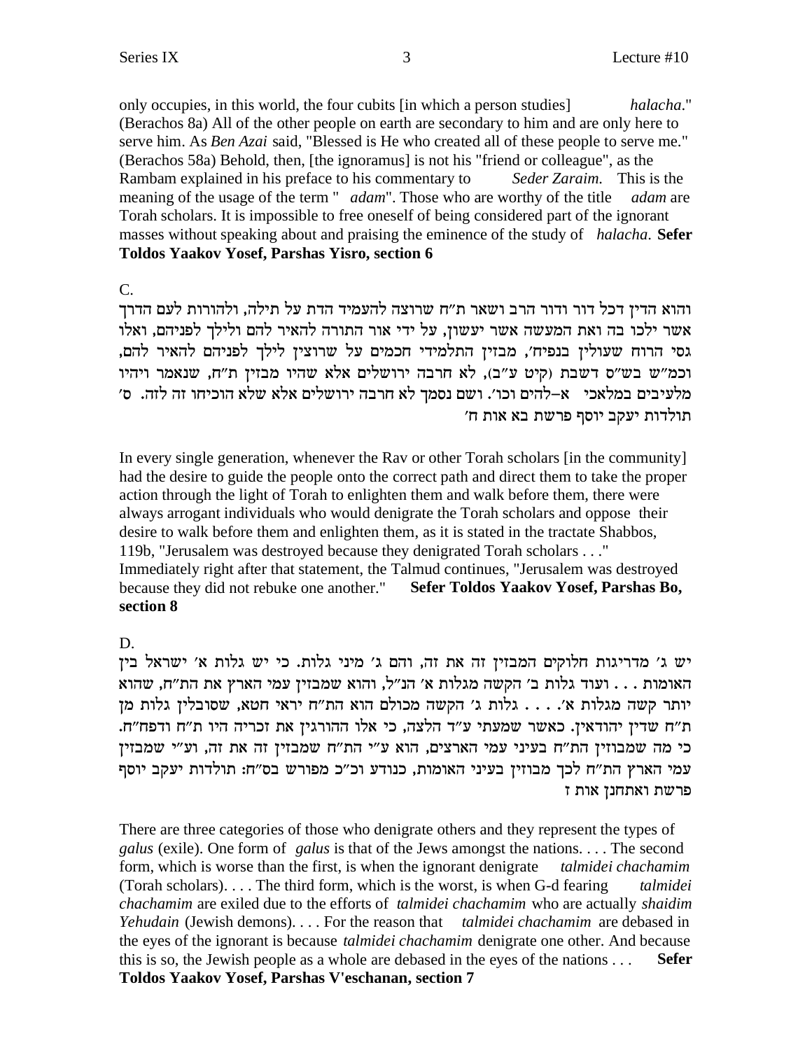only occupies, in this world, the four cubits [in which a person studies] *halacha*." (Berachos 8a) All of the other people on earth are secondary to him and are only here to serve him. As *Ben Azai* said, "Blessed is He who created all of these people to serve me." (Berachos 58a) Behold, then, [the ignoramus] is not his "friend or colleague", as the Rambam explained in his preface to his commentary to *Seder Zaraim.* This is the meaning of the usage of the term " *adam*". Those who are worthy of the title *adam* are Torah scholars. It is impossible to free oneself of being considered part of the ignorant masses without speaking about and praising the eminence of the study of *halacha*. **Sefer Toldos Yaakov Yosef, Parshas Yisro, section 6**

C.

והוא הדין דכל דור ודור הרב ושאר ת"ח שרוצה להעמיד הדת על תילה, ולהורות לעם הדרך אשר ילכו בה ואת המעשה אשר יעשון, על ידי אור התורה להאיר להם ולילך לפניהם, ואלו גסי הרוח שעולין בנפיח', מבזין התלמידי חכמים על שרוצין לילך לפניהם להאיר להם, וכמ"ש בש"ס דשבת (קיט ע"ב), לא חרבה ירושלים אלא שהיו מבזין ת"ח, שנאמר ויהיו מלעיבים במלאכי א–להים וכו'. ושם נסמך לא חרבה ירושלים אלא שלא הוכיחו זה לזה. ס' תולדות יעקב יוסף פרשת בא אות ח'

In every single generation, whenever the Rav or other Torah scholars [in the community] had the desire to guide the people onto the correct path and direct them to take the proper action through the light of Torah to enlighten them and walk before them, there were always arrogant individuals who would denigrate the Torah scholars and oppose their desire to walk before them and enlighten them, as it is stated in the tractate Shabbos, 119b, "Jerusalem was destroyed because they denigrated Torah scholars . . ." Immediately right after that statement, the Talmud continues, "Jerusalem was destroyed because they did not rebuke one another." **Sefer Toldos Yaakov Yosef, Parshas Bo, section 8**

D.

יש ג' מדריגות חלוקים המבזין זה את זה, והם ג' מיני גלות. כי יש גלות א' ישראל בין האומות . . . ועוד גלות ב' הקשה מגלות א' הנ"ל, והוא שמבזין עמי הארץ את הת"ח, שהוא יותר קשה מגלות א'. . . . גלות ג' הקשה מכולם הוא הת"ח יראי חטא, שסובלין גלות מן ת"ח שדין יהודאין. כאשר שמעתי ע"ד הלצה, כי אלו ההורגין את זכריה היו ת"ח ודפח"ח. כי מה שמבוזין הת"ח בעיני עמי הארצים, הוא ע"י הת"ח שמבזין זה את זה, וע"י שמבזין עמי הארץ הת"ח לכך מבוזין בעיני האומות, כנודע וכ"כ מפורש בס"ח: תולדות יעקב יוסף פרשת ואתחנן אות ז

There are three categories of those who denigrate others and they represent the types of *galus* (exile). One form of *galus* is that of the Jews amongst the nations. . . . The second form, which is worse than the first, is when the ignorant denigrate *talmidei chachamim* (Torah scholars). . . . The third form, which is the worst, is when G-d fearing *talmidei chachamim* are exiled due to the efforts of *talmidei chachamim* who are actually *shaidim Yehudain* (Jewish demons). . . . For the reason that *talmidei chachamim* are debased in the eyes of the ignorant is because *talmidei chachamim* denigrate one other. And because this is so, the Jewish people as a whole are debased in the eyes of the nations . . . **Sefer Toldos Yaakov Yosef, Parshas V'eschanan, section 7**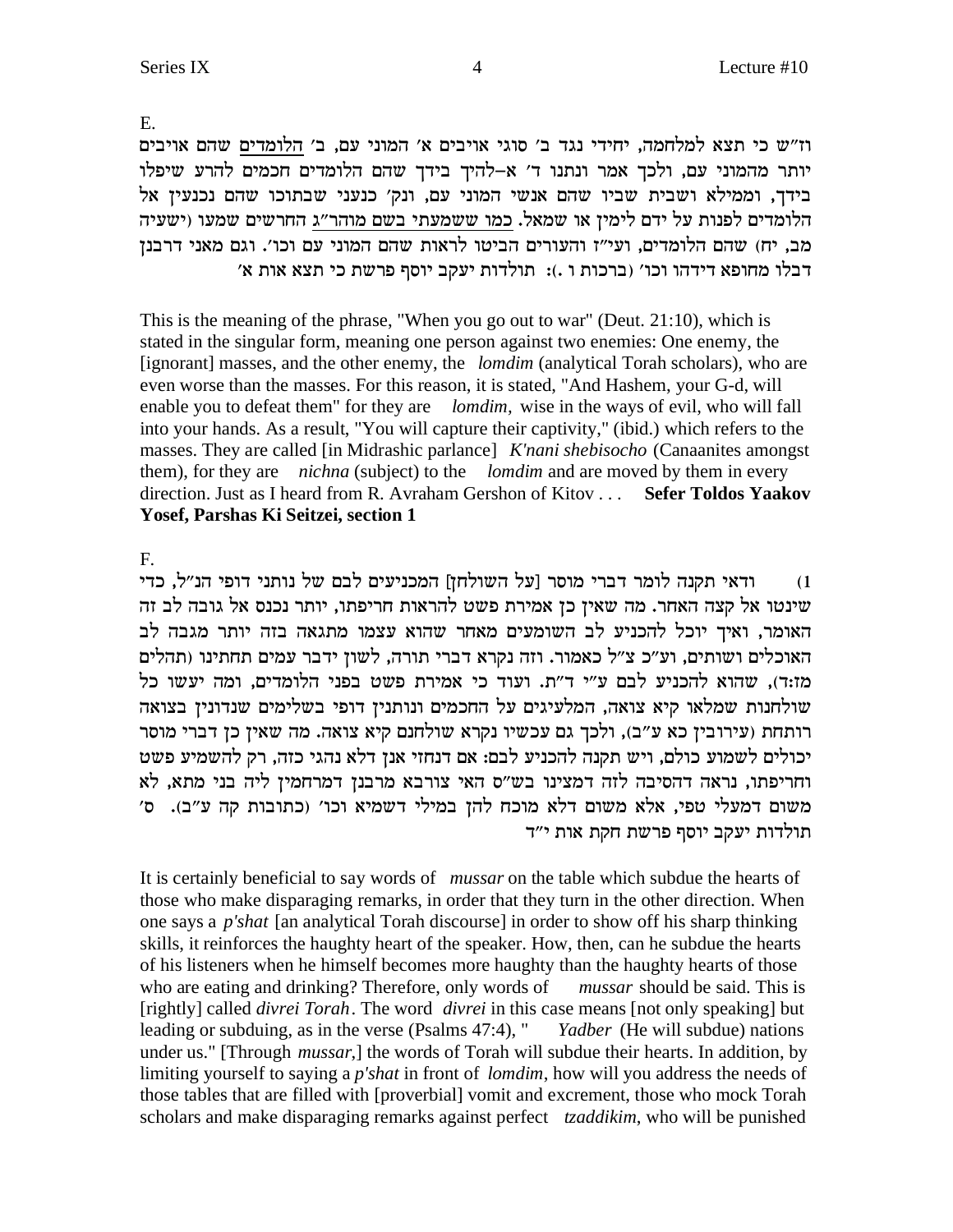E.

וז"ש כי תצא למלחמה, יחידי נגד ב' סוגי אויבים א' המוני עם, ב' הלומדים שהם אויבים יותר מהמוני עם, ולכך אמר ונתנו ד' א-להיך בידך שהם הלומדים חכמים להרע שיפלו בידך, וממילא ושבית שביו שהם אנשי המוני עם, ונק' כנעני שבתוכו שהם נכנעין אל הלומדים לפנות על ידם לימין או שמאל. כמו ששמעתי בשם מוהר"ג החרשים שמעו (ישעיה מב, יח) שהם הלומדים, ועי"ז והעורים הביטו לראות שהם המוני עם וכו'. וגם מאני דרבנן דבלו מחופא דידהו וכו' (ברכות ו .): תולדות יעקב יוסף פרשת כי תצא אות א'

This is the meaning of the phrase, "When you go out to war" (Deut. 21:10), which is stated in the singular form, meaning one person against two enemies: One enemy, the [ignorant] masses, and the other enemy, the *lomdim* (analytical Torah scholars), who are even worse than the masses. For this reason, it is stated, "And Hashem, your G-d, will enable you to defeat them" for they are *lomdim*, wise in the ways of evil, who will fall into your hands. As a result, "You will capture their captivity," (ibid.) which refers to the masses. They are called [in Midrashic parlance] *K'nani shebisocho* (Canaanites amongst them), for they are *nichna* (subject) to the *lomdim* and are moved by them in every direction. Just as I heard from R. Avraham Gershon of Kitov . . . **Sefer Toldos Yaakov Yosef, Parshas Ki Seitzei, section 1**

F.

1) ודאי תקנה לומר דברי מוסר [על השולחן] המכניעים לבם של נותני דופי הנ"ל, כדי שינטו אל קצה האחר. מה שאין כן אמירת פשט להראות חריפתו, יותר נכנס אל גובה לב זה האומר, ואיך יוכל להכניע לב השומעים מאחר שהוא עצמו מתגאה בזה יותר מגבה לב האוכלים ושותים, וע"כ צ"ל כאמור. וזה נקרא דברי תורה, לשון ידבר עמים תחתינו (תהלים מז:ד), שהוא להכניע לבם ע"י ד"ת. ועוד כי אמירת פשט בפני הלומדים, ומה יעשו כל שולחנות שמלאו קיא צואה, המלעיגים על החכמים ונותנין דופי בשלימים שנדונין בצואה רותחת (עירובין כא ע"ב), ולכך גם עכשיו נקרא שולחנם קיא צואה. מה שאין כן דברי מוסר יכולים לשמוע כולם, ויש תקנה להכניע לבם: אם דנחזי אנן דלא נהגי כזה, רק להשמיע פשט וחריפתו, נראה דהסיבה לזה דמצינו בש"ס האי צורבא מרבנן דמרחמין ליה בני מתא, לא משום דמעלי טפי, אלא משום דלא מוכח להן במילי דשמיא וכו' (כתובות קה ע"ב). ס' תולדות יעקב יוסף פרשת חקת אות י"ד

It is certainly beneficial to say words of *mussar* on the table which subdue the hearts of those who make disparaging remarks, in order that they turn in the other direction. When one says a *p'shat* [an analytical Torah discourse] in order to show off his sharp thinking skills, it reinforces the haughty heart of the speaker. How, then, can he subdue the hearts of his listeners when he himself becomes more haughty than the haughty hearts of those who are eating and drinking? Therefore, only words of *mussar* should be said. This is [rightly] called *divrei Torah*. The word *divrei* in this case means [not only speaking] but leading or subduing, as in the verse (Psalms 47:4), "*Yadber* (He will subdue) nations under us." [Through *mussar*,] the words of Torah will subdue their hearts. In addition, by limiting yourself to saying a *p'shat* in front of *lomdim*, how will you address the needs of those tables that are filled with [proverbial] vomit and excrement, those who mock Torah scholars and make disparaging remarks against perfect *tzaddikim*, who will be punished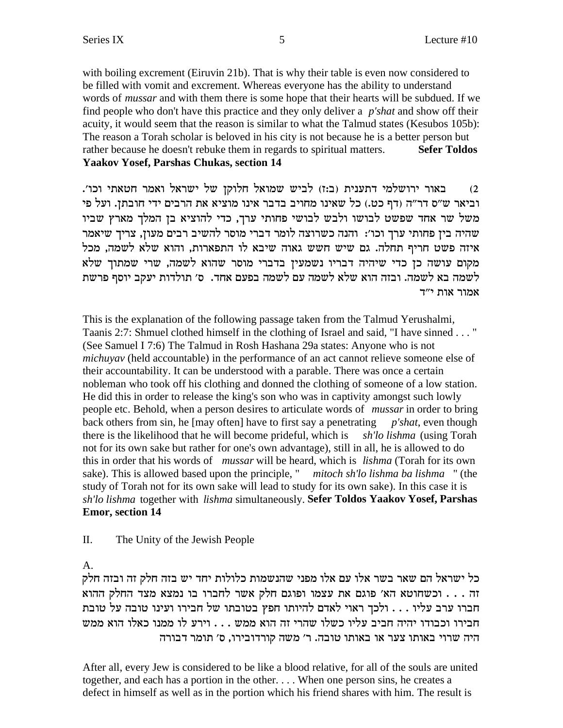with boiling excrement (Eiruvin 21b). That is why their table is even now considered to be filled with vomit and excrement. Whereas everyone has the ability to understand words of *mussar* and with them there is some hope that their hearts will be subdued. If we find people who don't have this practice and they only deliver a *p'shat* and show off their acuity, it would seem that the reason is similar to what the Talmud states (Kesubos 105b): The reason a Torah scholar is beloved in his city is not because he is a better person but rather because he doesn't rebuke them in regards to spiritual matters. **Sefer Toldos Yaakov Yosef, Parshas Chukas, section 14**

2) באור ירושלמי דתענית (ב:ז) לביש שמואל חלוקן של ישראל ואמר חטאתי וכו'. וביאר ש"ס דר"ה (דף כט.) כל שאינו מחויב בדבר אינו מוציא את הרבים ידי חובתן. ועל פי משל שר אחד שפשט לבושו ולבש לבושי פחותי ערך, כדי להוציא בן המלך מארץ שביו שהיה בין פחותי ערך וכו': והנה כשרוצה לומר דברי מוסר להשיב רבים מעון, צריך שיאמר איזה פשט חריף תחלה. גם שיש חשש גאוה שיבא לו התפארות, והוא שלא לשמה, מכל מקום עושה כן כדי שיהיה דבריו נשמעין בדברי מוסר שהוא לשמה, שרי שמתוך שלא לשמה בא לשמה. ובזה הוא שלא לשמה עם לשמה בפעם אחד. ס' תולדות יעקב יוסף פרשת אמור אות י"ד

This is the explanation of the following passage taken from the Talmud Yerushalmi, Taanis 2:7: Shmuel clothed himself in the clothing of Israel and said, "I have sinned . . . " (See Samuel I 7:6) The Talmud in Rosh Hashana 29a states: Anyone who is not *michuyav* (held accountable) in the performance of an act cannot relieve someone else of their accountability. It can be understood with a parable. There was once a certain nobleman who took off his clothing and donned the clothing of someone of a low station. He did this in order to release the king's son who was in captivity amongst such lowly people etc. Behold, when a person desires to articulate words of *mussar* in order to bring back others from sin, he [may often] have to first say a penetrating *p'shat*, even though there is the likelihood that he will become prideful, which is *sh'lo lishma* (using Torah not for its own sake but rather for one's own advantage), still in all, he is allowed to do this in order that his words of *mussar* will be heard, which is *lishma* (Torah for its own sake). This is allowed based upon the principle, " *mitoch sh'lo lishma ba lishma* " (the study of Torah not for its own sake will lead to study for its own sake). In this case it is *sh'lo lishma* together with *lishma* simultaneously. **Sefer Toldos Yaakov Yosef, Parshas Emor, section 14**

## II. The Unity of the Jewish People

A.

כל ישראל הם שאר בשר אלו עם אלו מפני שהנשמות כלולות יחד יש בזה חלק זה ובזה חלק זה . . . וכשחוטא הא' פוגם את עצמו ופוגם חלק אשר לחברו בו נמצא מצד החלק ההוא חברו ערב עליו . . . ולכך ראוי לאדם להיותו חפץ בטובתו של חבירו ועינו טובה על טובת חבירו וכבודו יהיה חביב עליו כשלו שהרי זה הוא ממש . . . וירע לו ממנו כאלו הוא ממש היה שרוי באותו צער או באותו טובה. ר' משה קורדובירו, ס' תומר דבורה

After all, every Jew is considered to be like a blood relative, for all of the souls are united together, and each has a portion in the other. . . . When one person sins, he creates a defect in himself as well as in the portion which his friend shares with him. The result is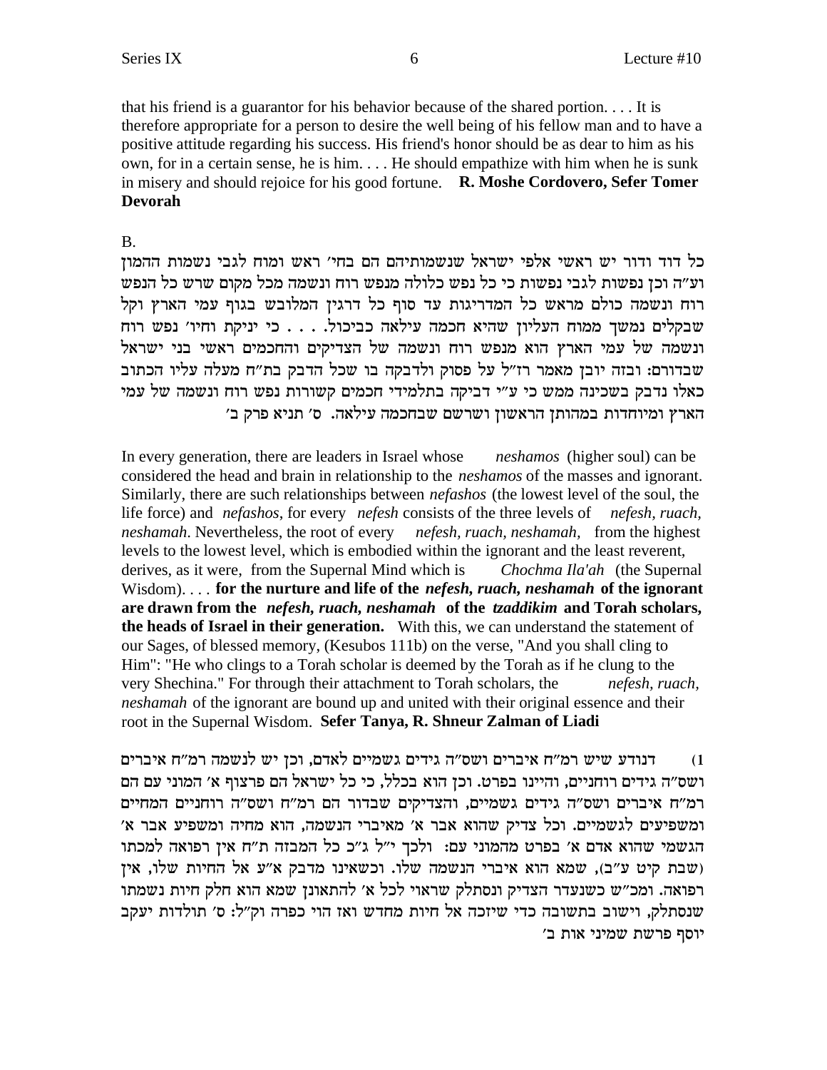that his friend is a guarantor for his behavior because of the shared portion. . . . It is therefore appropriate for a person to desire the well being of his fellow man and to have a positive attitude regarding his success. His friend's honor should be as dear to him as his own, for in a certain sense, he is him. . . . He should empathize with him when he is sunk in misery and should rejoice for his good fortune. **R. Moshe Cordovero, Sefer Tomer Devorah**

B.

כל דוד ודור יש ראשי אלפי ישראל שנשמותיהם הם בחי' ראש ומוח לגבי נשמות ההמון וע"ה וכן נפשות לגבי נפשות כי כל נפש כלולה מנפש רוח ונשמה מכל מקום שרש כל הנפש רוח ונשמה כולם מראש כל המדריגות עד סוף כל דרגין המלובש בגוף עמי הארץ וקל שבקלים נמשך ממוח העליון שהיא חכמה עילאה כביכול. . . . כי יניקת וחיו' נפש רוח ונשמה של עמי הארץ הוא מנפש רוח ונשמה של הצדיקים והחכמים ראשי בני ישראל שבדורם: ובזה יובן מאמר רז"ל על פסוק ולדבקה בו שכל הדבק בת"ח מעלה עליו הכתוב כאלו נדבק בשכינה ממש כי ע"י דביקה בתלמידי חכמים קשורות נפש רוח ונשמה של עמי הארץ ומיוחדות במהותן הראשון ושרשם שבחכמה עילאה. ס' תניא פרק ב'

In every generation, there are leaders in Israel whose *neshamos* (higher soul) can be considered the head and brain in relationship to the *neshamos* of the masses and ignorant. Similarly, there are such relationships between *nefashos* (the lowest level of the soul, the life force) and *nefashos*, for every *nefesh* consists of the three levels of *nefesh, ruach, neshamah*. Nevertheless, the root of every *nefesh, ruach, neshamah,* from the highest levels to the lowest level, which is embodied within the ignorant and the least reverent, derives, as it were, from the Supernal Mind which is *Chochma Ila'ah* (the Supernal Wisdom). . . . **for the nurture and life of the *nefesh, ruach, neshamah* of the ignorant are drawn from the *nefesh, ruach, neshamah* of the *tzaddikim* and Torah scholars, the heads of Israel in their generation.** With this, we can understand the statement of our Sages, of blessed memory, (Kesubos 111b) on the verse, "And you shall cling to Him": "He who clings to a Torah scholar is deemed by the Torah as if he clung to the very Shechina." For through their attachment to Torah scholars, the *nefesh, ruach, neshamah* of the ignorant are bound up and united with their original essence and their root in the Supernal Wisdom. **Sefer Tanya, R. Shneur Zalman of Liadi**

1) דנודע שיש רמ"ח איברים ושס"ה גידים גשמיים לאדם, וכן יש לנשמה רמ"ח איברים ושס"ה גידים רוחניים, והיינו בפרט. וכן הוא בכלל, כי כל ישראל הם פרצוף א' המוני עם הם רמ"ח איברים ושס"ה גידים גשמיים, והצדיקים שבדור הם רמ"ח ושס"ה רוחניים המחיים ומשפיעים לגשמיים. וכל צדיק שהוא אבר א' מאיברי הנשמה, הוא מחיה ומשפיע אבר א' הגשמי שהוא אדם א' בפרט מהמוני עם: ולכך י"ל ג"כ כל המבזה ת"ח אין רפואה למכתו (שבת קיט ע"ב), שמא הוא איברי הנשמה שלו. וכשאינו מדבק א"ע אל החיות שלו, אין רפואה. ומכ"ש כשנעדר הצדיק ונסתלק שראוי לכל א' להתאונן שמא הוא חלק חיות נשמתו שנסתלק, וישוב בתשובה כדי שיזכה אל חיות מחדש ואז הוי כפרה וק"ל: ס' תולדות יעקב יוסף פרשת שמיני אות ב'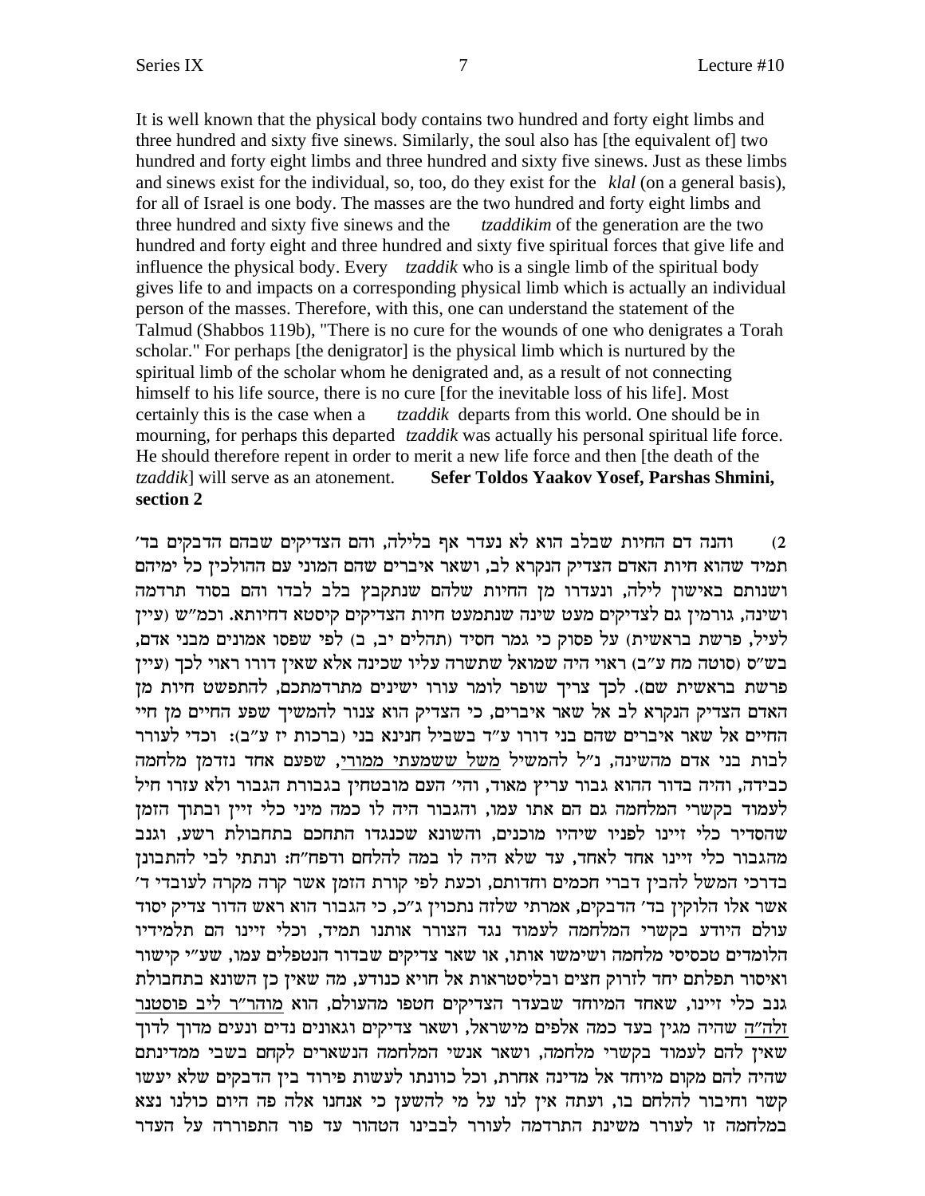It is well known that the physical body contains two hundred and forty eight limbs and three hundred and sixty five sinews. Similarly, the soul also has [the equivalent of] two hundred and forty eight limbs and three hundred and sixty five sinews. Just as these limbs and sinews exist for the individual, so, too, do they exist for the *klal* (on a general basis), for all of Israel is one body. The masses are the two hundred and forty eight limbs and three hundred and sixty five sinews and the *tzaddikim* of the generation are the two hundred and forty eight and three hundred and sixty five spiritual forces that give life and influence the physical body. Every *tzaddik* who is a single limb of the spiritual body gives life to and impacts on a corresponding physical limb which is actually an individual person of the masses. Therefore, with this, one can understand the statement of the Talmud (Shabbos 119b), "There is no cure for the wounds of one who denigrates a Torah scholar." For perhaps [the denigrator] is the physical limb which is nurtured by the spiritual limb of the scholar whom he denigrated and, as a result of not connecting himself to his life source, there is no cure [for the inevitable loss of his life]. Most certainly this is the case when a *tzaddik* departs from this world. One should be in mourning, for perhaps this departed *tzaddik* was actually his personal spiritual life force. He should therefore repent in order to merit a new life force and then [the death of the *tzaddik*] will serve as an atonement. **Sefer Toldos Yaakov Yosef, Parshas Shmini, section 2**

2) והנה דם החיות שבלב הוא לא נעדר אף בלילה, והם הצדיקים שבהם הדבקים בד' תמיד שהוא חיות האדם הצדיק הנקרא לב, ושאר איברים שהם המוני עם ההולכין כל ימיהם ושנותם באישון לילה, ונעדרו מן החיות שלהם שנתקבץ בלב לבדו והם בסוד תרדמה ושינה, גורמין גם לצדיקים מעט שינה שנתמעט חיות הצדיקים קיסטא דחיותא. וכמ"ש (עיין לעיל, פרשת בראשית) על פסוק כי גמר חסיד (תהלים יב, ב) לפי שפסו אמונים מבני אדם, בש"ס (סוטה מח ע"ב) ראוי היה שמואל שתשרה עליו שכינה אלא שאין דורו ראוי לכך (עיין פרשת בראשית שם). לכך צריך שופר לומר עורו ישינים מתרדמתכם, להתפשט חיות מן האדם הצדיק הנקרא לב אל שאר איברים, כי הצדיק הוא צנור להמשיך שפע החיים מן חיי החיים אל שאר איברים שהם בני דורו ע"ד בשביל חנינא בני (ברכות יז ע"ב): וכדי לעורר לבות בני אדם מהשינה, נ"ל להמשיל <u>משל ששמעתי ממורי</u>, שפעם אחד נזדמן מלחמה כבידה, והיה בדור ההוא גבור עריץ מאוד, והי' העם מובטחין בגבורת הגבור ולא עזרו חיל לעמוד בקשרי המלחמה גם הם אתו עמו, והגבור היה לו כמה מיני כלי זיין ובתוך הזמן שהסדיר כלי זיינו לפניו שיהיו מוכנים, והשונא שכנגדו התחכם בתחבולת רשע, וגנב מהגבור כלי זיינו אחד לאחד, עד שלא היה לו במה להלחם ודפח"ח: ונתתי לבי להתבונן בדרכי המשל להבין דברי חכמים וחדותם, וכעת לפי קורת הזמן אשר קרה מקרה לעובדי ד' אשר אלו הלוקין בד' הדבקים, אמרתי שלזה נתכוין ג"כ, כי הגבור הוא ראש הדור צדיק יסוד עולם היודע בקשרי המלחמה לעמוד נגד הצורר אותנו תמיד, וכלי זיינו הם תלמידיו הלומדים טכסיסי מלחמה ושימשו אותו, או שאר צדיקים שבדור הנטפלים עמו, שע"י קישור ואיסור תפלתם יחד לזרוק חצים ובליסטראות אל חויא כנודע, מה שאין כן השונא בתחבולת גנב כלי זיינו, שאחד המיוחד שבעדר הצדיקים חטפו מהעולם, הוא <u>מוהר"ר ליב פוסטנר זלה"ה</u> שהיה מגין בעד כמה אלפים מישראל, ושאר צדיקים וגאונים נדים ונעים מדוך לדוך שאין להם לעמוד בקשרי מלחמה, ושאר אנשי המלחמה הנשארים לקחם בשבי ממדינתם שהיה להם מקום מיוחד אל מדינה אחרת, וכל כוונתו לעשות פירוד בין הדבקים שלא יעשו קשר וחיבור להלחם בו, ועתה אין לנו על מי להשען כי אנחנו אלה פה היום כולנו נצא במלחמה זו לעורר משינת התרדמה לעורר לבבינו הטהור עד פור התפוררה על העדר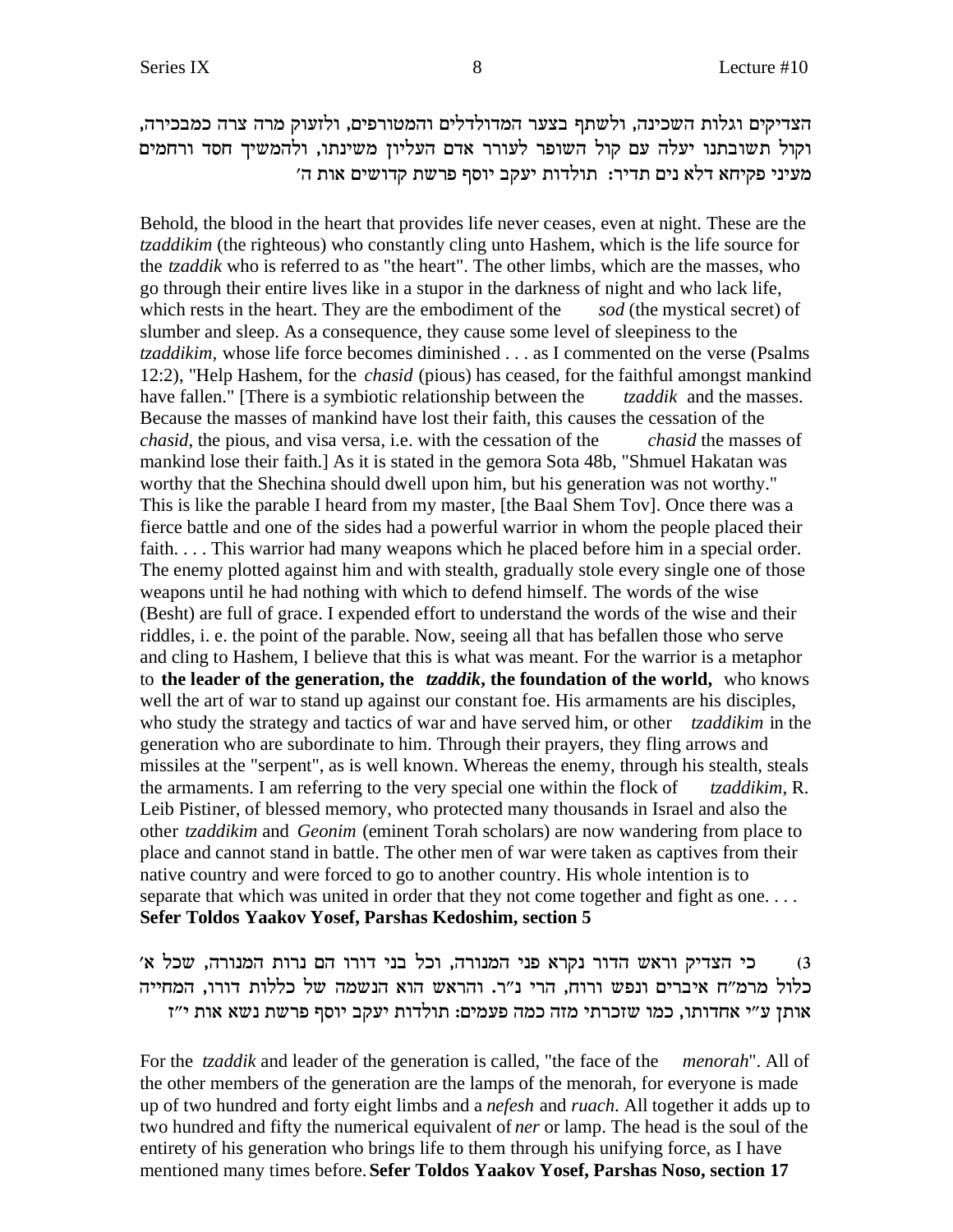הצדיקים וגלות השכינה, ולשתף בצער המדולדלים והמטורפים, ולזעוק מרה צרה כמבכירה, וקול תשובתנו יעלה עם קול השופר לעורר אדם העליון משינתו, ולהמשיך חסד ורחמים מעיני פקיחא דלא נים תדיר: תולדות יעקב יוסף פרשת קדושים אות ה'

Behold, the blood in the heart that provides life never ceases, even at night. These are the *tzaddikim* (the righteous) who constantly cling unto Hashem, which is the life source for the *tzaddik* who is referred to as "the heart". The other limbs, which are the masses, who go through their entire lives like in a stupor in the darkness of night and who lack life, which rests in the heart. They are the embodiment of the *sod* (the mystical secret) of slumber and sleep. As a consequence, they cause some level of sleepiness to the *tzaddikim*, whose life force becomes diminished . . . as I commented on the verse (Psalms 12:2), "Help Hashem, for the *chasid* (pious) has ceased, for the faithful amongst mankind have fallen." [There is a symbiotic relationship between the *tzaddik* and the masses. Because the masses of mankind have lost their faith, this causes the cessation of the *chasid*, the pious, and visa versa, i.e. with the cessation of the *chasid* the masses of mankind lose their faith.] As it is stated in the gemora Sota 48b, "Shmuel Hakatan was worthy that the Shechina should dwell upon him, but his generation was not worthy." This is like the parable I heard from my master, [the Baal Shem Tov]. Once there was a fierce battle and one of the sides had a powerful warrior in whom the people placed their faith. . . . This warrior had many weapons which he placed before him in a special order. The enemy plotted against him and with stealth, gradually stole every single one of those weapons until he had nothing with which to defend himself. The words of the wise (Besht) are full of grace. I expended effort to understand the words of the wise and their riddles, i. e. the point of the parable. Now, seeing all that has befallen those who serve and cling to Hashem, I believe that this is what was meant. For the warrior is a metaphor to **the leader of the generation, the *tzaddik*, the foundation of the world,** who knows well the art of war to stand up against our constant foe. His armaments are his disciples, who study the strategy and tactics of war and have served him, or other *tzaddikim* in the generation who are subordinate to him. Through their prayers, they fling arrows and missiles at the "serpent", as is well known. Whereas the enemy, through his stealth, steals the armaments. I am referring to the very special one within the flock of *tzaddikim*, R. Leib Pistiner, of blessed memory, who protected many thousands in Israel and also the other *tzaddikim* and *Geonim* (eminent Torah scholars) are now wandering from place to place and cannot stand in battle. The other men of war were taken as captives from their native country and were forced to go to another country. His whole intention is to separate that which was united in order that they not come together and fight as one. . . .
**Sefer Toldos Yaakov Yosef, Parshas Kedoshim, section 5**

3) כי הצדיק וראש הדור נקרא פני המנורה, וכל בני דורו הם נרות המנורה, שכל א' כלול מרמ"ח איברים ונפש ורוח, הרי נ"ר. והראש הוא הנשמה של כללות דורו, המחייה אותן ע"י אחדותו, כמו שזכרתי מזה כמה פעמים: תולדות יעקב יוסף פרשת נשא אות י"ז

For the *tzaddik* and leader of the generation is called, "the face of the *menorah*". All of the other members of the generation are the lamps of the menorah, for everyone is made up of two hundred and forty eight limbs and a *nefesh* and *ruach*. All together it adds up to two hundred and fifty the numerical equivalent of *ner* or lamp. The head is the soul of the entirety of his generation who brings life to them through his unifying force, as I have mentioned many times before. **Sefer Toldos Yaakov Yosef, Parshas Noso, section 17**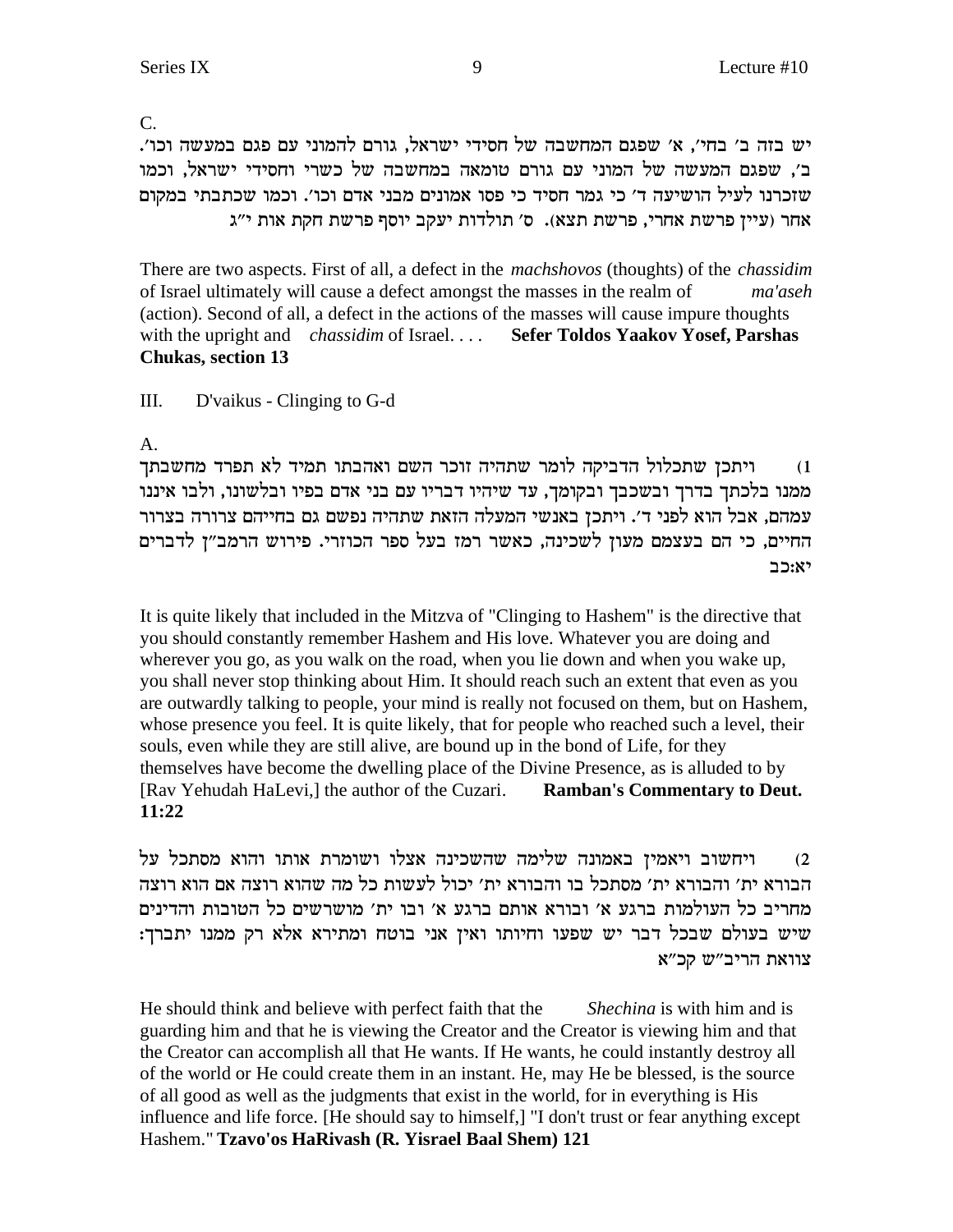C.

יש בזה ב' בחי', א' שפגם המחשבה של חסידי ישראל, גורם להמוני עם פגם במעשה וכו'. ב', שפגם המעשה של המוני עם גורם טומאה במחשבה של כשרי וחסידי ישראל, וכמו שזכרנו לעיל הושיעה ד' כי גמר חסיד כי פסו אמונים מבני אדם וכו'. וכמו שכתבתי במקום אחר (עיין פרשת אחרי, פרשת תצא). ס' תולדות יעקב יוסף פרשת חקת אות י"ג

There are two aspects. First of all, a defect in the *machshovos* (thoughts) of the *chassidim* of Israel ultimately will cause a defect amongst the masses in the realm of *ma'aseh* (action). Second of all, a defect in the actions of the masses will cause impure thoughts with the upright and *chassidim* of Israel. . . . **Sefer Toldos Yaakov Yosef, Parshas Chukas, section 13**

III. D'vaikus - Clinging to G-d

A.

1) ויתכן שתכלול הדביקה לומר שתהיה זוכר השם ואהבתו תמיד לא תפרד מחשבתך ממנו בלכתך בדרך ובשכבך ובקומך, עד שיהיו דבריו עם בני אדם בפיו ובלשונו, ולבו איננו עמהם, אבל הוא לפני ד'. ויתכן באנשי המעלה הזאת שתהיה נפשם גם בחייהם צרורה בצרור החיים, כי הם בעצמם מעון לשכינה, כאשר רמז בעל ספר הכוזרי. פירוש הרמב"ן לדברים יא:כב

It is quite likely that included in the Mitzva of "Clinging to Hashem" is the directive that you should constantly remember Hashem and His love. Whatever you are doing and wherever you go, as you walk on the road, when you lie down and when you wake up, you shall never stop thinking about Him. It should reach such an extent that even as you are outwardly talking to people, your mind is really not focused on them, but on Hashem, whose presence you feel. It is quite likely, that for people who reached such a level, their souls, even while they are still alive, are bound up in the bond of Life, for they themselves have become the dwelling place of the Divine Presence, as is alluded to by [Rav Yehudah HaLevi,] the author of the Cuzari. **Ramban's Commentary to Deut. 11:22**

2) ויחשוב ויאמין באמונה שלימה שהשכינה אצלו ושומרת אותו והוא מסתכל על הבורא ית' והבורא ית' מסתכל בו והבורא ית' יכול לעשות כל מה שהוא רוצה אם הוא רוצה מחריב כל העולמות ברגע א' ובורא אותם ברגע א' ובו ית' מושרשים כל הטובות והדינים שיש בעולם שבכל דבר יש שפעו וחיותו ואין אני בוטח ומתירא אלא רק ממנו יתברך: צוואת הריב"ש קכ"א

He should think and believe with perfect faith that the *Shechina* is with him and is guarding him and that he is viewing the Creator and the Creator is viewing him and that the Creator can accomplish all that He wants. If He wants, he could instantly destroy all of the world or He could create them in an instant. He, may He be blessed, is the source of all good as well as the judgments that exist in the world, for in everything is His influence and life force. [He should say to himself,] "I don't trust or fear anything except Hashem." **Tzavo'os HaRivash (R. Yisrael Baal Shem) 121**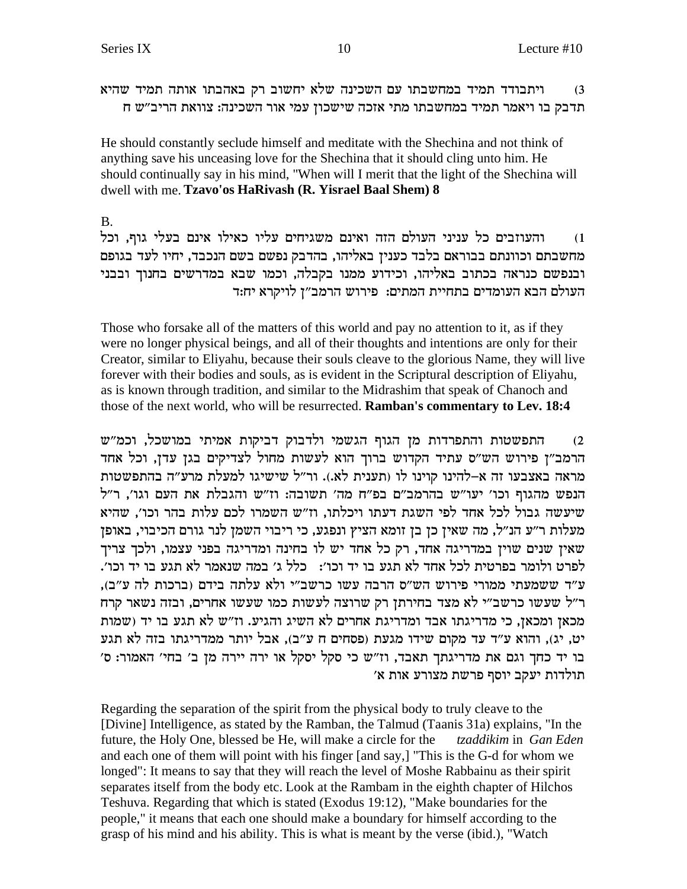3) ויתבודד תמיד במחשבתו עם השכינה שלא יחשוב רק באהבתו אותה תמיד שהיא תדבק בו ויאמר תמיד במחשבתו מתי אזכה שישכון עמי אור השכינה: צוואת הריב"ש ח

He should constantly seclude himself and meditate with the Shechina and not think of anything save his unceasing love for the Shechina that it should cling unto him. He should continually say in his mind, "When will I merit that the light of the Shechina will dwell with me. **Tzavo'os HaRivash (R. Yisrael Baal Shem) 8**

B.

1) והעוזבים כל עניני העולם הזה ואינם משגיחים עליו כאילו אינם בעלי גוף, וכל מחשבתם וכוונתם בבוראם בלבד כענין באליהו, בהדבק נפשם בשם הנכבד, יחיו לעד בגופם ובנפשם כנראה בכתוב באליהו, וכידוע ממנו בקבלה, וכמו שבא במדרשים בחנוך ובבני העולם הבא העומדים בתחיית המתים: פירוש הרמב"ן לויקרא יח:ד

Those who forsake all of the matters of this world and pay no attention to it, as if they were no longer physical beings, and all of their thoughts and intentions are only for their Creator, similar to Eliyahu, because their souls cleave to the glorious Name, they will live forever with their bodies and souls, as is evident in the Scriptural description of Eliyahu, as is known through tradition, and similar to the Midrashim that speak of Chanoch and those of the next world, who will be resurrected. **Ramban's commentary to Lev. 18:4**

2) התפשטות והתפרדות מן הגוף הגשמי ולדבוק דביקות אמיתי במושכל, וכמ"ש הרמב"ן פירוש הש"ס עתיד הקדוש ברוך הוא לעשות מחול לצדיקים בגן עדן, וכל אחד מראה באצבעו זה א–להינו קוינו לו (תענית לא.). ור"ל שישיגו למעלת מרע"ה בהתפשטות הנפש מהגוף וכו' יעו"ש בהרמב"ם בפ"ח מה' תשובה: וז"ש והגבלת את העם וגו', ר"ל שיעשה גבול לכל אחד לפי השגת דעתו ויכלתו, וז"ש השמרו לכם עלות בהר וכו', שהיא מעלות ר"ע הנ"ל, מה שאין כן בן זומא הציץ ונפגע, כי ריבוי השמן לנר גורם הכיבוי, באופן שאין שנים שוין במדריגה אחד, רק כל אחד יש לו בחינה ומדריגה בפני עצמו, ולכך צריך לפרט ולומר בפרטית לכל אחד לא תגע בו יד וכו': כלל ג' במה שנאמר לא תגע בו יד וכו'. ע"ד ששמעתי ממורי פירוש הש"ס הרבה עשו כרשב"י ולא עלתה בידם (ברכות לה ע"ב), ר"ל שעשו כרשב"י לא מצד בחירתן רק שרוצה לעשות כמו שעשו אחרים, ובזה נשאר קרח מכאן ומכאן, כי מדריגתו אבד ומדריגת אחרים לא השיג והגיע. וז"ש לא תגע בו יד (שמות יט, יג), והוא ע"ד עד מקום שידו מגעת (פסחים ח ע"ב), אבל יותר ממדריגתו בזה לא תגע בו יד כחך וגם את מדריגתך תאבד, וז"ש כי סקל יסקל או ירה יירה מן ב' בחי' האמור: ס' תולדות יעקב יוסף פרשת מצורע אות א'

Regarding the separation of the spirit from the physical body to truly cleave to the [Divine] Intelligence, as stated by the Ramban, the Talmud (Taanis 31a) explains, "In the future, the Holy One, blessed be He, will make a circle for the *tzaddikim* in *Gan Eden* and each one of them will point with his finger [and say,] "This is the G-d for whom we longed": It means to say that they will reach the level of Moshe Rabbainu as their spirit separates itself from the body etc. Look at the Rambam in the eighth chapter of Hilchos Teshuva. Regarding that which is stated (Exodus 19:12), "Make boundaries for the people," it means that each one should make a boundary for himself according to the grasp of his mind and his ability. This is what is meant by the verse (ibid.), "Watch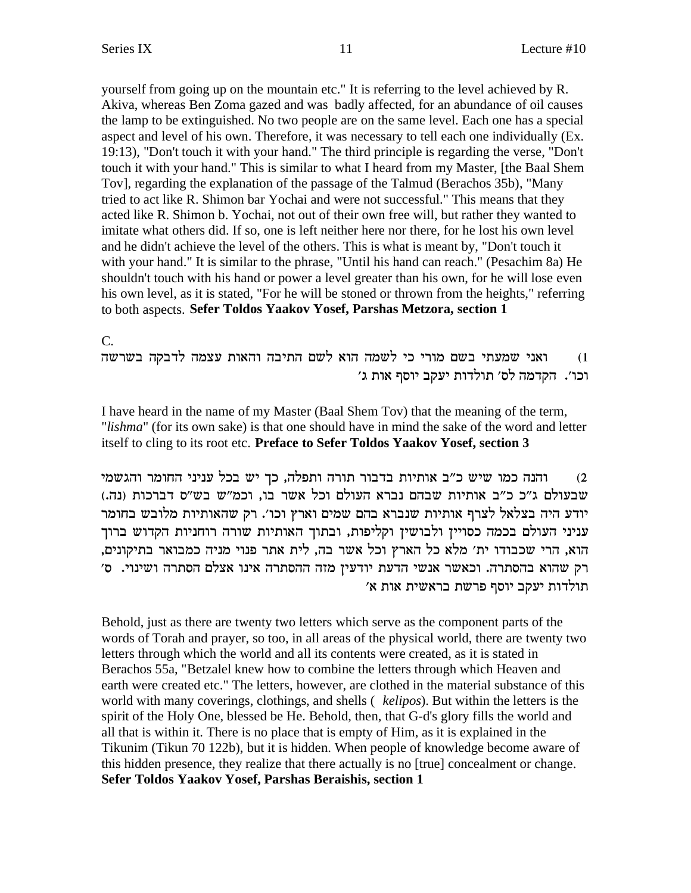yourself from going up on the mountain etc." It is referring to the level achieved by R. Akiva, whereas Ben Zoma gazed and was badly affected, for an abundance of oil causes the lamp to be extinguished. No two people are on the same level. Each one has a special aspect and level of his own. Therefore, it was necessary to tell each one individually (Ex. 19:13), "Don't touch it with your hand." The third principle is regarding the verse, "Don't touch it with your hand." This is similar to what I heard from my Master, [the Baal Shem Tov], regarding the explanation of the passage of the Talmud (Berachos 35b), "Many tried to act like R. Shimon bar Yochai and were not successful." This means that they acted like R. Shimon b. Yochai, not out of their own free will, but rather they wanted to imitate what others did. If so, one is left neither here nor there, for he lost his own level and he didn't achieve the level of the others. This is what is meant by, "Don't touch it with your hand." It is similar to the phrase, "Until his hand can reach." (Pesachim 8a) He shouldn't touch with his hand or power a level greater than his own, for he will lose even his own level, as it is stated, "For he will be stoned or thrown from the heights," referring to both aspects. **Sefer Toldos Yaakov Yosef, Parshas Metzora, section 1**

C.

1) ואני שמעתי בשם מורי כי לשמה הוא לשם התיבה והאות עצמה לדבקה בשרשה וכו'. הקדמה לס' תולדות יעקב יוסף אות ג'

I have heard in the name of my Master (Baal Shem Tov) that the meaning of the term, "*lishma*" (for its own sake) is that one should have in mind the sake of the word and letter itself to cling to its root etc. **Preface to Sefer Toldos Yaakov Yosef, section 3**

2) והנה כמו שיש כ"ב אותיות בדבור תורה ותפלה, כך יש בכל עניני החומר והגשמי שבעולם ג"כ כ"ב אותיות שבהם נברא העולם וכל אשר בו, וכמ"ש בש"ס דברכות (נה.) יודע היה בצלאל לצרף אותיות שנברא בהם שמים וארץ וכו'. רק שהאותיות מלובש בחומר עניני העולם בכמה כסויין ולבושין וקליפות, ובתוך האותיות שורה רוחניות הקדוש ברוך הוא, הרי שכבודו ית' מלא כל הארץ וכל אשר בה, לית אתר פנוי מניה כמבואר בתיקונים, רק שהוא בהסתרה. וכאשר אנשי הדעת יודעין מזה ההסתרה אינו אצלם הסתרה ושינוי. ס' תולדות יעקב יוסף פרשת בראשית אות א'

Behold, just as there are twenty two letters which serve as the component parts of the words of Torah and prayer, so too, in all areas of the physical world, there are twenty two letters through which the world and all its contents were created, as it is stated in Berachos 55a, "Betzalel knew how to combine the letters through which Heaven and earth were created etc." The letters, however, are clothed in the material substance of this world with many coverings, clothings, and shells ( *kelipos*). But within the letters is the spirit of the Holy One, blessed be He. Behold, then, that G-d's glory fills the world and all that is within it. There is no place that is empty of Him, as it is explained in the Tikunim (Tikun 70 122b), but it is hidden. When people of knowledge become aware of this hidden presence, they realize that there actually is no [true] concealment or change. **Sefer Toldos Yaakov Yosef, Parshas Beraishis, section 1**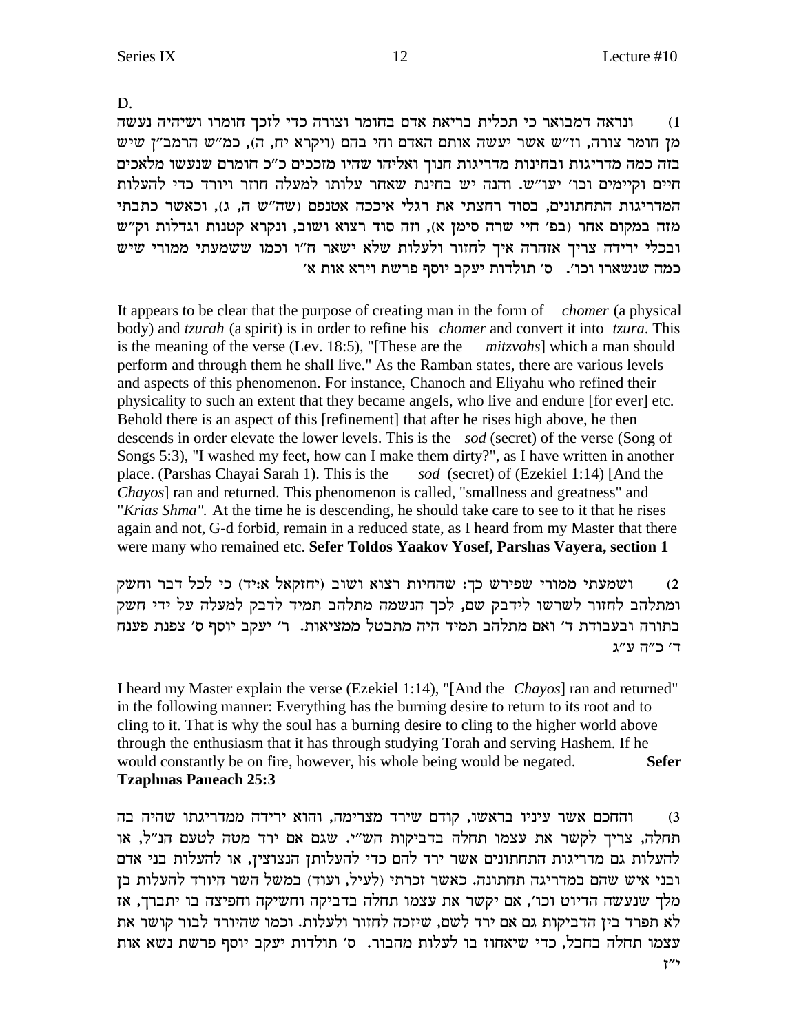D.

1) ונראה דמבואר כי תכלית בריאת אדם בחומר וצורה כדי לזכך חומרו ושיהיה נעשה מן חומר צורה, וז"ש אשר יעשה אותם האדם וחי בהם (ויקרא יח, ה), כמ"ש הרמב"ן שיש בזה כמה מדריגות ובחינות מדריגות חנוך ואליהו שהיו מזככים כ"כ חומרם שנעשו מלאכים חיים וקיימים וכו' יעו"ש. והנה יש בחינת שאחר עלותו למעלה חוזר ויורד כדי להעלות המדריגות התחתונים, בסוד רחצתי את רגלי איככה אטנפם (שה"ש ה, ג), וכאשר כתבתי מזה במקום אחר (בפ' חיי שרה סימן א), וזה סוד רצוא ושוב, ונקרא קטנות וגדלות וק"ש ובכלי ירידה צריך אזהרה איך לחזור ולעלות שלא ישאר ח"ו וכמו ששמעתי ממורי שיש כמה שנשארו וכו'. ס' תולדות יעקב יוסף פרשת וירא אות א'

It appears to be clear that the purpose of creating man in the form of *chomer* (a physical body) and *tzurah* (a spirit) is in order to refine his *chomer* and convert it into *tzura*. This is the meaning of the verse (Lev. 18:5), "[These are the *mitzvohs*] which a man should perform and through them he shall live." As the Ramban states, there are various levels and aspects of this phenomenon. For instance, Chanoch and Eliyahu who refined their physicality to such an extent that they became angels, who live and endure [for ever] etc. Behold there is an aspect of this [refinement] that after he rises high above, he then descends in order elevate the lower levels. This is the *sod* (secret) of the verse (Song of Songs 5:3), "I washed my feet, how can I make them dirty?", as I have written in another place. (Parshas Chayai Sarah 1). This is the *sod* (secret) of (Ezekiel 1:14) [And the *Chayos*] ran and returned. This phenomenon is called, "smallness and greatness" and "*Krias Shma"*. At the time he is descending, he should take care to see to it that he rises again and not, G-d forbid, remain in a reduced state, as I heard from my Master that there were many who remained etc. **Sefer Toldos Yaakov Yosef, Parshas Vayera, section 1**

2) ושמעתי ממורי שפירש כך: שהחיות רצוא ושוב (יחזקאל א:יד) כי לכל דבר וחשק ומתלהב לחזור לשרשו לידבק שם, לכך הנשמה מתלהב תמיד לדבק למעלה על ידי חשק בתורה ובעבודת ד' ואם מתלהב תמיד היה מתבטל ממציאות. ר' יעקב יוסף ס' צפנת פענח ד' כ"ה ע"ג

I heard my Master explain the verse (Ezekiel 1:14), "[And the *Chayos*] ran and returned" in the following manner: Everything has the burning desire to return to its root and to cling to it. That is why the soul has a burning desire to cling to the higher world above through the enthusiasm that it has through studying Torah and serving Hashem. If he would constantly be on fire, however, his whole being would be negated. **Sefer Tzaphnas Paneach 25:3**

3) והחכם אשר עיניו בראשו, קודם שירד מצרימה, והוא ירידה ממדריגתו שהיה בה תחלה, צריך לקשר את עצמו תחלה בדביקות הש"י. שגם אם ירד מטה לטעם הנ"ל, או להעלות גם מדריגות התחתונים אשר ירד להם כדי להעלותן הנצוצין, או להעלות בני אדם ובני איש שהם במדריגה תחתונה. כאשר זכרתי (לעיל, ועוד) במשל השר היורד להעלות בן מלך שנעשה הדיוט וכו', אם יקשר את עצמו תחלה בדביקה וחשיקה וחפיצה בו יתברך, אז לא תפרד בין הדביקות גם אם ירד לשם, שיזכה לחזור ולעלות. וכמו שהיורד לבור קושר את עצמו תחלה בחבל, כדי שיאחוז בו לעלות מהבור. ס' תולדות יעקב יוסף פרשת נשא אות י"ז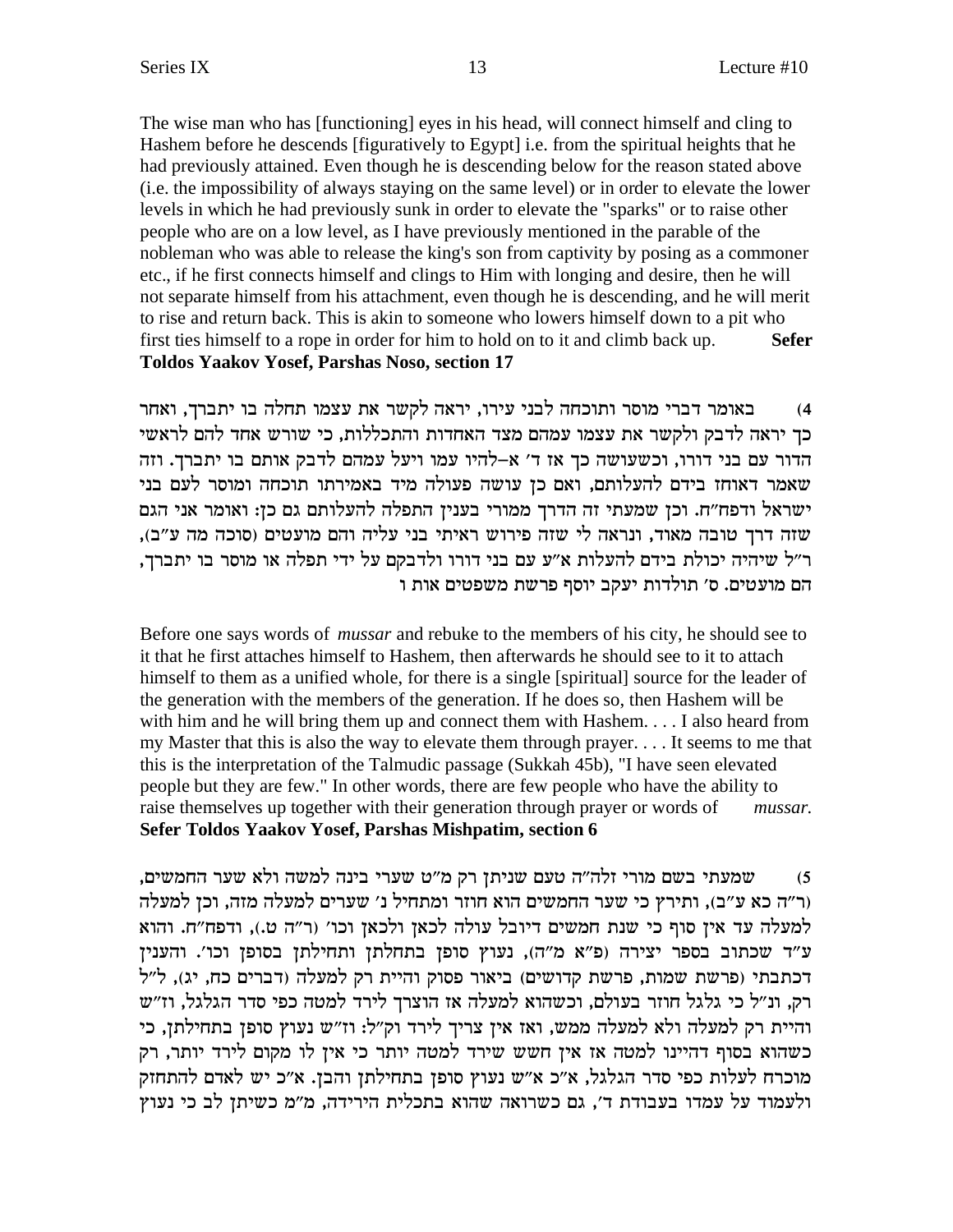The wise man who has [functioning] eyes in his head, will connect himself and cling to Hashem before he descends [figuratively to Egypt] i.e. from the spiritual heights that he had previously attained. Even though he is descending below for the reason stated above (i.e. the impossibility of always staying on the same level) or in order to elevate the lower levels in which he had previously sunk in order to elevate the "sparks" or to raise other people who are on a low level, as I have previously mentioned in the parable of the nobleman who was able to release the king's son from captivity by posing as a commoner etc., if he first connects himself and clings to Him with longing and desire, then he will not separate himself from his attachment, even though he is descending, and he will merit to rise and return back. This is akin to someone who lowers himself down to a pit who first ties himself to a rope in order for him to hold on to it and climb back up. **Sefer Toldos Yaakov Yosef, Parshas Noso, section 17**

4) באומר דברי מוסר ותוכחה לבני עירו, יראה לקשר את עצמו תחלה בו יתברך, ואחר כך יראה לדבק ולקשר את עצמו עמהם מצד האחדות והתכללות, כי שורש אחד להם לראשי הדור עם בני דורו, וכשעושה כך אז ד' א–להיו עמו ויעל עמהם לדבק אותם בו יתברך. וזה שאמר דאוחז בידם להעלותם, ואם כן עושה פעולה מיד באמירתו תוכחה ומוסר לעם בני ישראל ודפח"ח. וכן שמעתי זה הדרך ממורי בענין התפלה להעלותם גם כן: ואומר אני הגם שזה דרך טובה מאוד, ונראה לי שזה פירוש ראיתי בני עליה והם מועטים (סוכה מה ע"ב), ר"ל שיהיה יכולת בידם להעלות א"ע עם בני דורו ולדבקם על ידי תפלה או מוסר בו יתברך, הם מועטים. ס' תולדות יעקב יוסף פרשת משפטים אות ו

Before one says words of *mussar* and rebuke to the members of his city, he should see to it that he first attaches himself to Hashem, then afterwards he should see to it to attach himself to them as a unified whole, for there is a single [spiritual] source for the leader of the generation with the members of the generation. If he does so, then Hashem will be with him and he will bring them up and connect them with Hashem. . . . I also heard from my Master that this is also the way to elevate them through prayer. . . . It seems to me that this is the interpretation of the Talmudic passage (Sukkah 45b), "I have seen elevated people but they are few." In other words, there are few people who have the ability to raise themselves up together with their generation through prayer or words of *mussar*. **Sefer Toldos Yaakov Yosef, Parshas Mishpatim, section 6**

5) שמעתי בשם מורי זלה"ה טעם שניתן רק מ"ט שערי בינה למשה ולא שער החמשים, (ר"ה כא ע"ב), ותירץ כי שער החמשים הוא חוזר ומתחיל נ' שערים למעלה מזה, וכן למעלה למעלה עד אין סוף כי שנת חמשים דיובל עולה לכאן ולכאן וכו' (ר"ה ט.), ודפח"ח. והוא ע"ד שכתוב בספר יצירה (פ"א מ"ה), נעוץ סופן בתחלתן ותחילתן בסופן וכו'. והענין דכתבתי (פרשת שמות, פרשת קדושים) ביאור פסוק והיית רק למעלה (דברים כח, יג), ל"ל רק, ונ"ל כי גלגל חוזר בעולם, וכשהוא למעלה אז הוצרך לירד למטה כפי סדר הגלגל, וז"ש והיית רק למעלה ולא למעלה ממש, ואז אין צריך לירד וק"ל: וז"ש נעוץ סופן בתחילתן, כי כשהוא בסוף דהיינו למטה אז אין חשש שירד למטה יותר כי אין לו מקום לירד יותר, רק מוכרח לעלות כפי סדר הגלגל, א"כ א"ש נעוץ סופן בתחילתן והבן. א"כ יש לאדם להתחזק ולעמוד על עמדו בעבודת ד', גם כשרואה שהוא בתכלית הירידה, מ"מ כשיתן לב כי נעוץ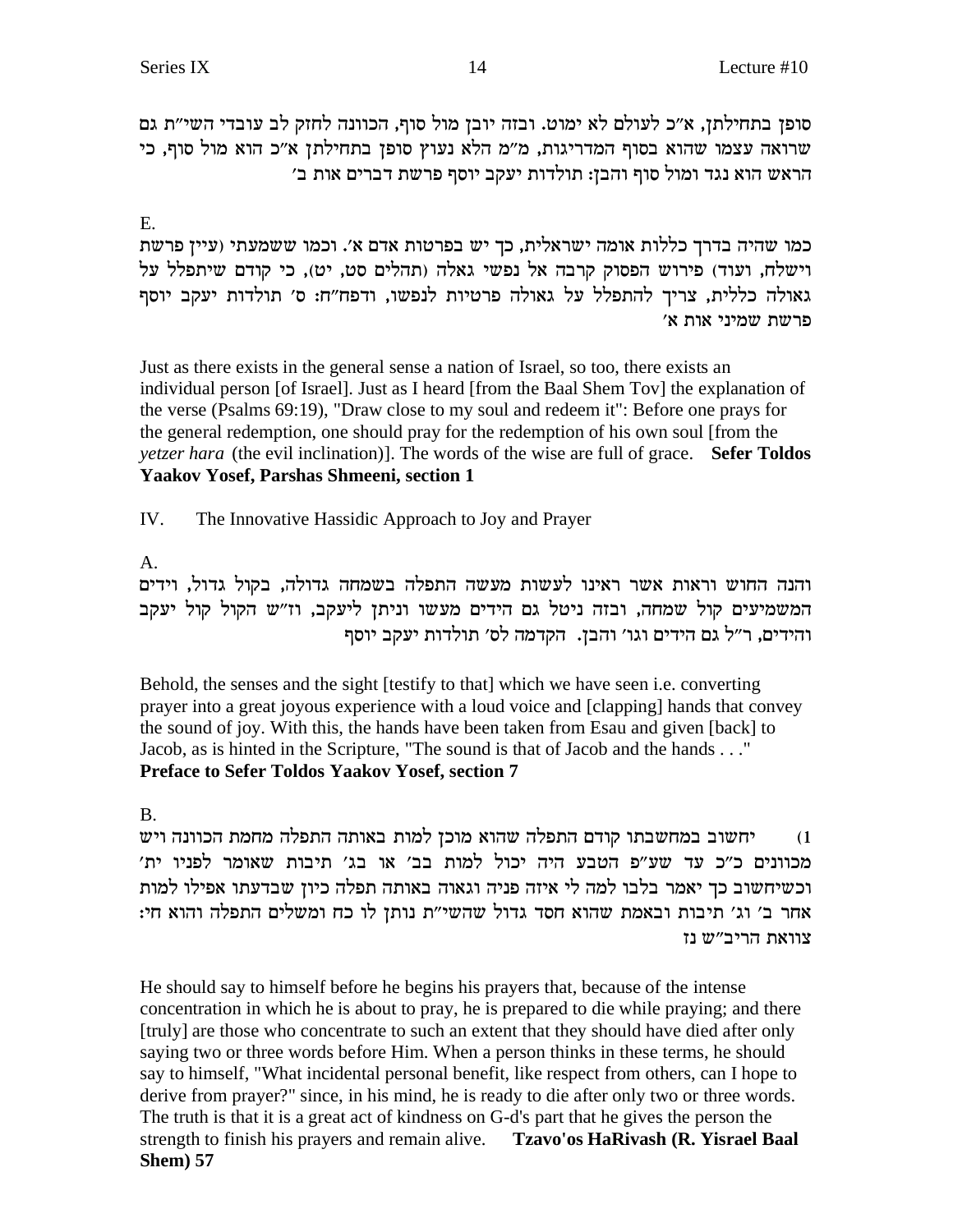סופן בתחילתן, א"כ לעולם לא ימוט. ובזה יובן מול סוף, הכוונה לחזק לב עובדי השי"ת גם שרואה עצמו שהוא בסוף המדריגות, מ"מ הלא נעוץ סופן בתחילתן א"כ הוא מול סוף, כי הראש הוא נגד ומול סוף והבן: תולדות יעקב יוסף פרשת דברים אות ב'

E.

כמו שהיה בדרך כללות אומה ישראלית, כך יש בפרטות אדם א'. וכמו ששמעתי (עיין פרשת וישלח, ועוד) פירוש הפסוק קרבה אל נפשי גאלה (תהלים סט, יט), כי קודם שיתפלל על גאולה כללית, צריך להתפלל על גאולה פרטיות לנפשו, ודפח"ח: ס' תולדות יעקב יוסף פרשת שמיני אות א'

Just as there exists in the general sense a nation of Israel, so too, there exists an individual person [of Israel]. Just as I heard [from the Baal Shem Tov] the explanation of the verse (Psalms 69:19), "Draw close to my soul and redeem it": Before one prays for the general redemption, one should pray for the redemption of his own soul [from the *yetzer hara* (the evil inclination)]. The words of the wise are full of grace. **Sefer Toldos Yaakov Yosef, Parshas Shmeeni, section 1**

IV. The Innovative Hassidic Approach to Joy and Prayer

A.

והנה החוש וראות אשר ראינו לעשות מעשה התפלה בשמחה גדולה, בקול גדול, וידים המשמיעים קול שמחה, ובזה ניטל גם הידים מעשו וניתן ליעקב, וז"ש הקול קול יעקב והידים, ר"ל גם הידים וגו' והבן. הקדמה לס' תולדות יעקב יוסף

Behold, the senses and the sight [testify to that] which we have seen i.e. converting prayer into a great joyous experience with a loud voice and [clapping] hands that convey the sound of joy. With this, the hands have been taken from Esau and given [back] to Jacob, as is hinted in the Scripture, "The sound is that of Jacob and the hands . . ." **Preface to Sefer Toldos Yaakov Yosef, section 7**

B.

1) יחשוב במחשבתו קודם התפלה שהוא מוכן למות באותה התפלה מחמת הכוונה ויש מכוונים כ"כ עד שע"פ הטבע היה יכול למות בב' או בג' תיבות שאומר לפניו ית' וכשיחשוב כך יאמר בלבו למה לי איזה פניה וגאוה באותה תפלה כיון שבדעתו אפילו למות אחר ב' וג' תיבות ובאמת שהוא חסד גדול שהשי"ת נותן לו כח ומשלים התפלה והוא חי: צוואת הריב"ש נז

He should say to himself before he begins his prayers that, because of the intense concentration in which he is about to pray, he is prepared to die while praying; and there [truly] are those who concentrate to such an extent that they should have died after only saying two or three words before Him. When a person thinks in these terms, he should say to himself, "What incidental personal benefit, like respect from others, can I hope to derive from prayer?" since, in his mind, he is ready to die after only two or three words. The truth is that it is a great act of kindness on G-d's part that he gives the person the strength to finish his prayers and remain alive. **Tzavo'os HaRivash (R. Yisrael Baal Shem) 57**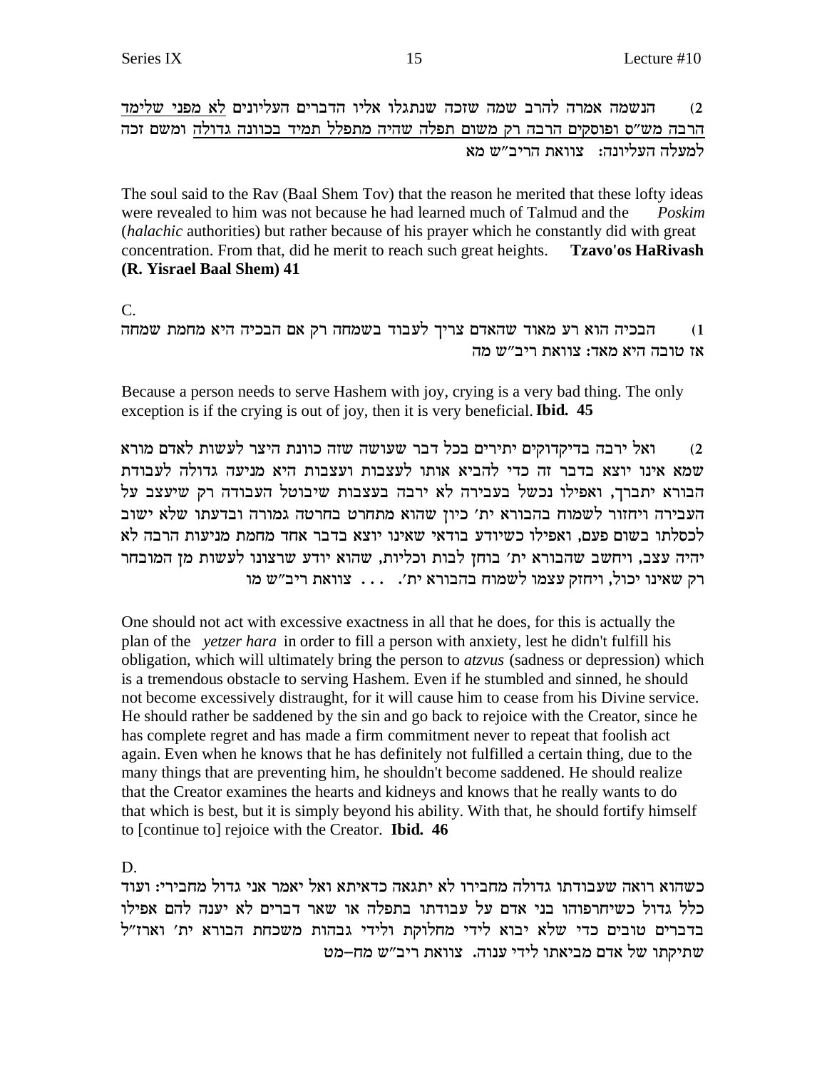2) הנשמה אמרה להרב שמה שזכה שנתגלו אליו הדברים העליונים לא מפני שלימד הרבה מש"ס ופוסקים הרבה רק משום תפלה שהיה מתפלל תמיד בכוונה גדולה ומשם זכה למעלה העליונה: צוואת הריב"ש מא

The soul said to the Rav (Baal Shem Tov) that the reason he merited that these lofty ideas were revealed to him was not because he had learned much of Talmud and the *Poskim* (*halachic* authorities) but rather because of his prayer which he constantly did with great concentration. From that, did he merit to reach such great heights. **Tzavo's HaRivash (R. Yisrael Baal Shem) 41**

C.

1) הבכיה הוא רע מאוד שהאדם צריך לעבוד בשמחה רק אם הבכיה היא מחמת שמחה אז טובה היא מאד: צוואת ריב"ש מה

Because a person needs to serve Hashem with joy, crying is a very bad thing. The only exception is if the crying is out of joy, then it is very beneficial. **Ibid. 45**

2) ואל ירבה בדיקדוקים יתירים בכל דבר שעושה שזה כוונת היצר לעשות לאדם מורא שמא אינו יוצא בדבר זה כדי להביא אותו לעצבות ועצבות היא מניעה גדולה לעבודת הבורא יתברך, ואפילו נכשל בעבירה לא ירבה בעצבות שיבוטל העבודה רק שיעצב על העבירה ויחזור לשמוח בהבורא ית' כיון שהוא מתחרט בחרטה גמורה ובדעתו שלא ישוב לכסלתו בשום פעם, ואפילו כשיודע בודאי שאינו יוצא בדבר אחד מחמת מניעות הרבה לא יהיה עצב, ויחשב שהבורא ית' בוחן לבות וכליות, שהוא יודע שרצונו לעשות מן המובחר רק שאינו יכול, ויחזק עצמו לשמוח בהבורא ית'. . . . צוואת ריב"ש מו

One should not act with excessive exactness in all that he does, for this is actually the plan of the *yetzer hara* in order to fill a person with anxiety, lest he didn't fulfill his obligation, which will ultimately bring the person to *atzvus* (sadness or depression) which is a tremendous obstacle to serving Hashem. Even if he stumbled and sinned, he should not become excessively distraught, for it will cause him to cease from his Divine service. He should rather be saddened by the sin and go back to rejoice with the Creator, since he has complete regret and has made a firm commitment never to repeat that foolish act again. Even when he knows that he has definitely not fulfilled a certain thing, due to the many things that are preventing him, he shouldn't become saddened. He should realize that the Creator examines the hearts and kidneys and knows that he really wants to do that which is best, but it is simply beyond his ability. With that, he should fortify himself to [continue to] rejoice with the Creator. **Ibid. 46**

D.

כשהוא רואה שעבודתו גדולה מחבירו לא יתגאה כדאיתא ואל יאמר אני גדול מחבירי: ועוד כלל גדול כשיחרפוהו בני אדם על עבודתו בתפלה או שאר דברים לא יענה להם אפילו בדברים טובים כדי שלא יבוא לידי מחלוקת ולידי גבהות משכחת הבורא ית' וארז"ל שתיקתו של אדם מביאתו לידי ענוה. צוואת ריב"ש מח–מט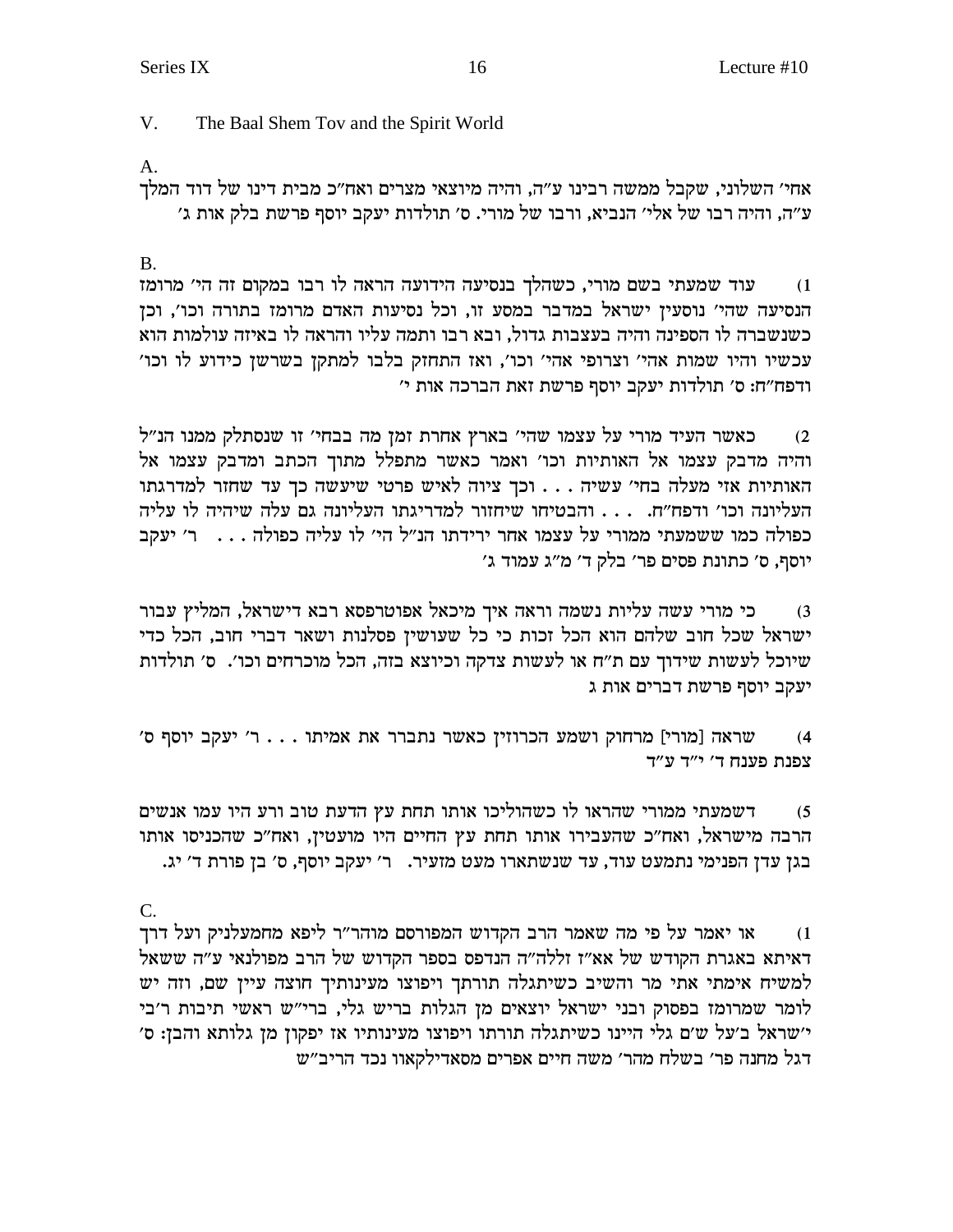V. The Baal Shem Tov and the Spirit World

A.

אחי' השלוני, שקבל ממשה רבינו ע"ה, והיה מיוצאי מצרים ואח"כ מבית דינו של דוד המלך ע"ה, והיה רבו של אלי' הנביא, ורבו של מורי. ס' תולדות יעקב יוסף פרשת בלק אות ג'

B.

1) עוד שמעתי בשם מורי, כשהלך בנסיעה הידועה הראה לו רבו במקום זה הי' מרומז הנסיעה שהי' נוסעין ישראל במדבר במסע זו, וכל נסיעות האדם מרומז בתורה וכו', וכן כשנשברה לו הספינה והיה בעצבות גדול, ובא רבו ותמה עליו והראה לו באיזה עולמות הוא עכשיו והיו שמות אהי' וצרופי אהי' וכו', ואז התחזק בלבו למתקן בשרשן כידוע לו וכו' ודפח"ח: ס' תולדות יעקב יוסף פרשת זאת הברכה אות י'

2) כאשר העיד מורי על עצמו שהי' בארץ אחרת זמן מה בבחי' זו שנסתלק ממנו הנ"ל והיה מדבק עצמו אל האותיות וכו' ואמר כאשר מתפלל מתוך הכתב ומדבק עצמו אל האותיות אזי מעלה בחי' עשיה . . . וכך ציוה לאיש פרטי שיעשה כך עד שחזר למדרגתו העליונה וכו' ודפח"ח. . . . והבטיחו שיחזור למדריגתו העליונה גם עלה שיהיה לו עליה כפולה כמו ששמעתי ממורי על עצמו אחר ירידתו הנ"ל הי' לו עליה כפולה . . . ר' יעקב יוסף, ס' כתונת פסים פר' בלק ד' מ"ג עמוד ג'

3) כי מורי עשה עליות נשמה וראה איך מיכאל אפוטרפסא רבא דישראל, המליץ עבור ישראל שכל חוב שלהם הוא הכל זכות כי כל שעושין פסלנות ושאר דברי חוב, הכל כדי שיוכל לעשות שידוך עם ת"ח או לעשות צדקה וכיוצא בזה, הכל מוכרחים וכו'. ס' תולדות יעקב יוסף פרשת דברים אות ג

4) שראה [מורי] מרחוק ושמע הכרוזין כאשר נתברר את אמיתו . . . ר' יעקב יוסף ס' צפנת פענח ד' י"ד ע"ד

5) דשמעתי ממורי שהראו לו כשהוליכו אותו תחת עץ הדעת טוב ורע היו עמו אנשים הרבה מישראל, ואח"כ שהעבירו אותו תחת עץ החיים היו מועטין, ואח"כ שהכניסו אותו בגן עדן הפנימי נתמעט עוד, עד שנשתארו מעט מזעיר. ר' יעקב יוסף, ס' בן פורת ד' יג.

C.

1) או יאמר על פי מה שאמר הרב הקדוש המפורסם מוהר"ר ליפא מחמעלניק ועל דרך דאיתא באגרת הקדוש של אא"ז זללה"ה הנדפס בספר הקדוש של הרב מפולנאי ע"ה ששאל למשיח אימתי אתי מר והשיב כשיתגלה תורתך ויפוצו מעינותיך חוצה עיין שם, וזה יש לומר שמרומז בפסוק ובני ישראל יוצאים מן הגלות בריש גלי, ברי"ש ראשי תיבות ר'בי י'שראל ב'על ש'ם גלי היינו כשיתגלה תורתו ויפוצו מעינותיו אז יפקון מן גלותא והבן: ס' דגל מחנה פר' בשלח מהר' משה חיים אפרים מסאדילקאוו נכד הריב"ש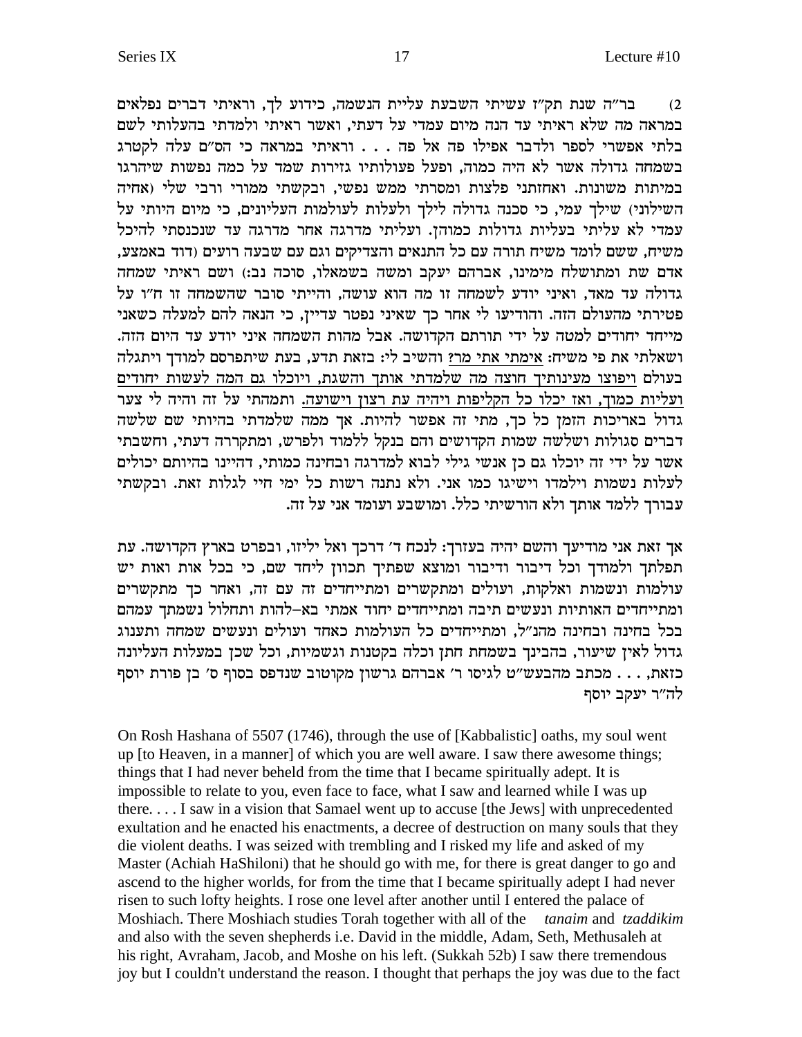2) בר"ה שנת תק"ז עשיתי השבעת עליית הנשמה, כידוע לך, וראיתי דברים נפלאים במראה מה שלא ראיתי עד הנה מיום עמדי על דעתי, ואשר ראיתי ולמדתי בהעלותי לשם בלתי אפשרי לספר ולדבר אפילו פה אל פה . . . וראיתי במראה כי הס"ם עלה לקטרג בשמחה גדולה אשר לא היה כמוה, ופעל פעולותיו גזירות שמד על כמה נפשות שיהרגו במיתות משונות. ואחזתני פלצות ומסרתי ממש נפשי, ובקשתי ממורי ורבי שלי (אחיה השילוני) שילך עמי, כי סכנה גדולה לילך ולעלות לעולמות העליונים, כי מיום היותי על עמדי לא עליתי בעליות גדולות כמוהן. ועליתי מדרגה אחר מדרגה עד שנכנסתי להיכל משיח, ששם לומד משיח תורה עם כל התנאים והצדיקים וגם עם שבעה רועים (דוד באמצע, אדם שת ומתושלח מימינו, אברהם יעקב ומשה בשמאלו, סוכה נב:) ושם ראיתי שמחה גדולה עד מאד, ואיני יודע לשמחה זו מה הוא עושה, והייתי סובר שהשמחה זו ח"ו על פטירתי מהעולם הזה. והודיעו לי אחר כך שאיני נפטר עדיין, כי הנאה להם למעלה כשאני מייחד יחודים למטה על ידי תורתם הקדושה. אבל מהות השמחה איני יודע עד היום הזה. ושאלתי את פי משיח: <u>אימתי אתי מר?</u> והשיב לי: בזאת תדע, בעת שיתפרסם למודך ויתגלה בעולם <u>ויפוצו מעינותיך חוצה מה שלמדתי אותך והשגת, ויוכלו גם המה לעשות יחודים ועליות כמוך, ואז יכלו כל הקליפות ויהיה עת רצון וישועה.</u> ותמהתי על זה והיה לי צער גדול באריכות הזמן כל כך, מתי זה אפשר להיות. אך ממה שלמדתי בהיותי שם שלשה דברים סגולות ושלשה שמות הקדושים והם בנקל ללמוד ולפרש, ומתקררה דעתי, וחשבתי אשר על ידי זה יוכלו גם כן אנשי גילי לבוא למדרגה ובחינה כמותי, דהיינו בהיותם יכולים לעלות נשמות וילמדו וישיגו כמו אני. ולא נתנה רשות כל ימי חיי לגלות זאת. ובקשתי עבורך ללמד אותך ולא הורשיתי כלל. ומושבע ועומד אני על זה.

אך זאת אני מודיעך והשם יהיה בעזרך: לנכח ד' דרכך ואל יליזו, ובפרט בארץ הקדושה. עת תפלתך ולמודך וכל דיבור ודיבור ומוצא שפתיך תכוון ליחד שם, כי בכל אות ואות יש עולמות ונשמות ואלקות, ועולים ומתקשרים ומתייחדים זה עם זה, ואחר כך מתקשרים ומתייחדים האותיות ונעשים תיבה ומתייחדים יחוד אמתי בא–להות ותחלול נשמתך עמהם בכל בחינה ובחינה מהנ"ל, ומתייחדים כל העולמות כאחד ועולים ונעשים שמחה ותענוג גדול לאין שיעור, בהבינך בשמחת חתן וכלה בקטנות וגשמיות, וכל שכן במעלות העליונה כזאת, . . . מכתב מהבעש"ט לגיסו ר' אברהם גרשון מקוטוב שנדפס בסוף ס' בן פורת יוסף להה"ר יעקב יוסף

On Rosh Hashana of 5507 (1746), through the use of [Kabbalistic] oaths, my soul went up [to Heaven, in a manner] of which you are well aware. I saw there awesome things; things that I had never beheld from the time that I became spiritually adept. It is impossible to relate to you, even face to face, what I saw and learned while I was up there. . . . I saw in a vision that Samael went up to accuse [the Jews] with unprecedented exultation and he enacted his enactments, a decree of destruction on many souls that they die violent deaths. I was seized with trembling and I risked my life and asked of my Master (Achiah HaShiloni) that he should go with me, for there is great danger to go and ascend to the higher worlds, for from the time that I became spiritually adept I had never risen to such lofty heights. I rose one level after another until I entered the palace of Moshiach. There Moshiach studies Torah together with all of the *tanaim* and *tzaddikim* and also with the seven shepherds i.e. David in the middle, Adam, Seth, Methusaleh at his right, Avraham, Jacob, and Moshe on his left. (Sukkah 52b) I saw there tremendous joy but I couldn't understand the reason. I thought that perhaps the joy was due to the fact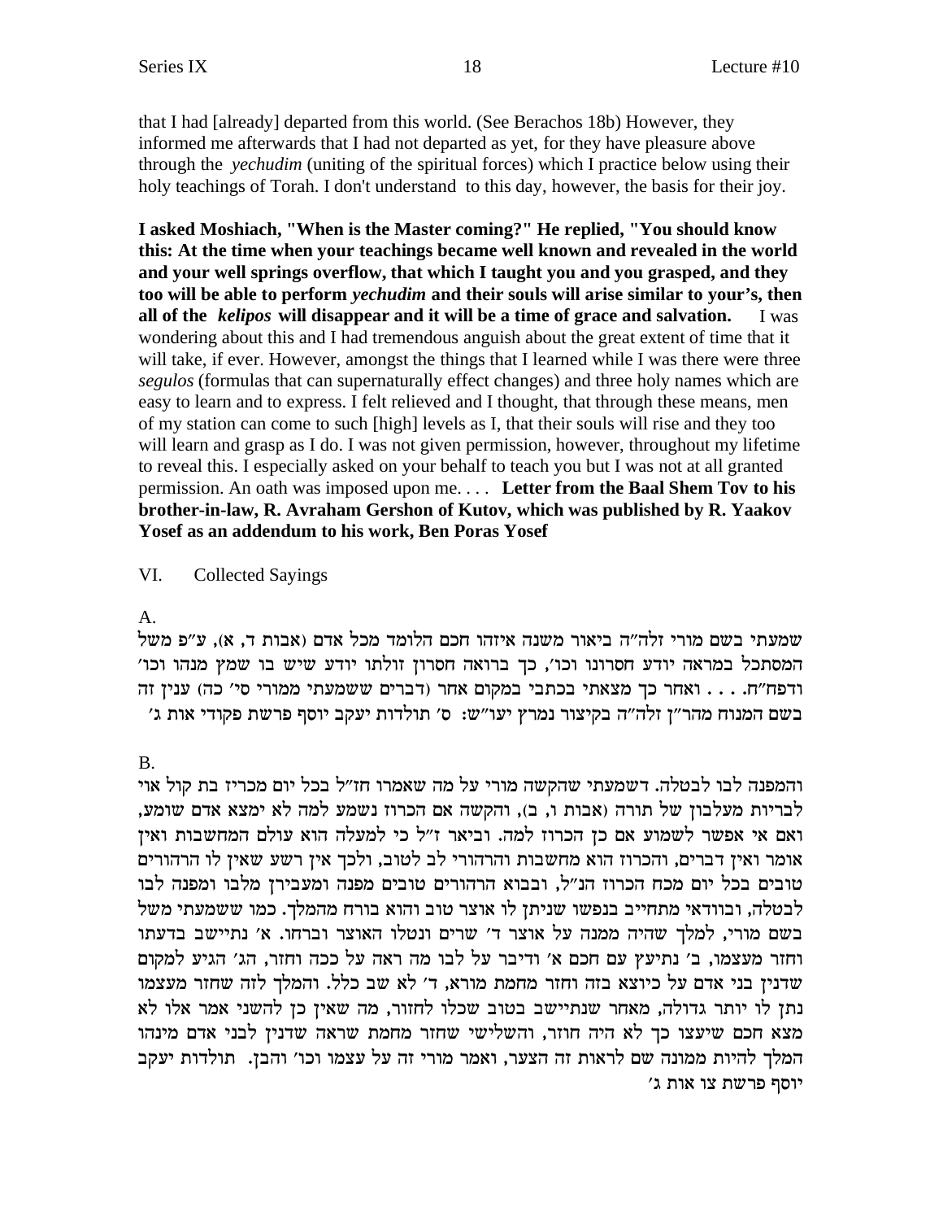that I had [already] departed from this world. (See Berachos 18b) However, they informed me afterwards that I had not departed as yet, for they have pleasure above through the *yechudim* (uniting of the spiritual forces) which I practice below using their holy teachings of Torah. I don't understand to this day, however, the basis for their joy.

**I asked Moshiach, "When is the Master coming?" He replied, "You should know this: At the time when your teachings became well known and revealed in the world and your well springs overflow, that which I taught you and you grasped, and they too will be able to perform *yechudim* and their souls will arise similar to your's, then all of the *kelipos* will disappear and it will be a time of grace and salvation.** I was wondering about this and I had tremendous anguish about the great extent of time that it will take, if ever. However, amongst the things that I learned while I was there were three *segulos* (formulas that can supernaturally effect changes) and three holy names which are easy to learn and to express. I felt relieved and I thought, that through these means, men of my station can come to such [high] levels as I, that their souls will rise and they too will learn and grasp as I do. I was not given permission, however, throughout my lifetime to reveal this. I especially asked on your behalf to teach you but I was not at all granted permission. An oath was imposed upon me. . . . **Letter from the Baal Shem Tov to his brother-in-law, R. Avraham Gershon of Kutov, which was published by R. Yaakov Yosef as an addendum to his work, Ben Poras Yosef**

VI. Collected Sayings

A.

שמעתי בשם מורי זלה"ה ביאור משנה איזהו חכם הלומד מכל אדם (אבות ד, א), ע"פ משל המסתכל במראה יודע חסרונו וכו', כך ברואה חסרון זולתו יודע שיש בו שמץ מנהו וכו' ודפח"ח. . . . ואחר כך מצאתי בכתבי במקום אחר (דברים ששמעתי ממורי סי' כה) ענין זה בשם המנוח מהר"ן זלה"ה בקיצור נמרץ יעו"ש: ס' תולדות יעקב יוסף פרשת פקודי אות ג'

B.

והמפנה לבו לבטלה. דשמעתי שהקשה מורי על מה שאמרו חז"ל בכל יום מכריז בת קול אוי לבריות מעלבון של תורה (אבות ו, ב), והקשה אם הכרוז נשמע למה לא ימצא אדם שומע, ואם אי אפשר לשמוע אם כן הכרוז למה. וביאר ז"ל כי למעלה הוא עולם המחשבות ואין אומר ואין דברים, והכרוז הוא מחשבות והרהורי לב לטוב, ולכך אין רשע שאין לו הרהורים טובים בכל יום מכח הכרוז הנ"ל, ובבוא הרהורים טובים מפנה ומעבירן מלבו ומפנה לבו לבטלה, ובוודאי מתחייב בנפשו שניתן לו אוצר טוב והוא בורח מהמלך. כמו ששמעתי משל בשם מורי, למלך שהיה ממנה על אוצר ד' שרים ונטלו האוצר וברחו. א' נתיישב בדעתו וחזר מעצמו, ב' נתיעץ עם חכם א' ודיבר על לבו מה ראה על ככה וחזר, הג' הגיע למקום שדנין בני אדם על כיוצא בזה וחזר מחמת מורא, ד' לא שב כלל. והמלך לזה שחזר מעצמו נתן לו יותר גדולה, מאחר שנתיישב בטוב שכלו לחזור, מה שאין כן להשני אמר אלו לא מצא חכם שיעצו כך לא היה חוזר, והשלישי שחזר מחמת שראה שדנין לבני אדם מינהו המלך להיות ממונה שם לראות זה הצער, ואמר מורי זה על עצמו וכו' והבן. תולדות יעקב יוסף פרשת צו אות ג'